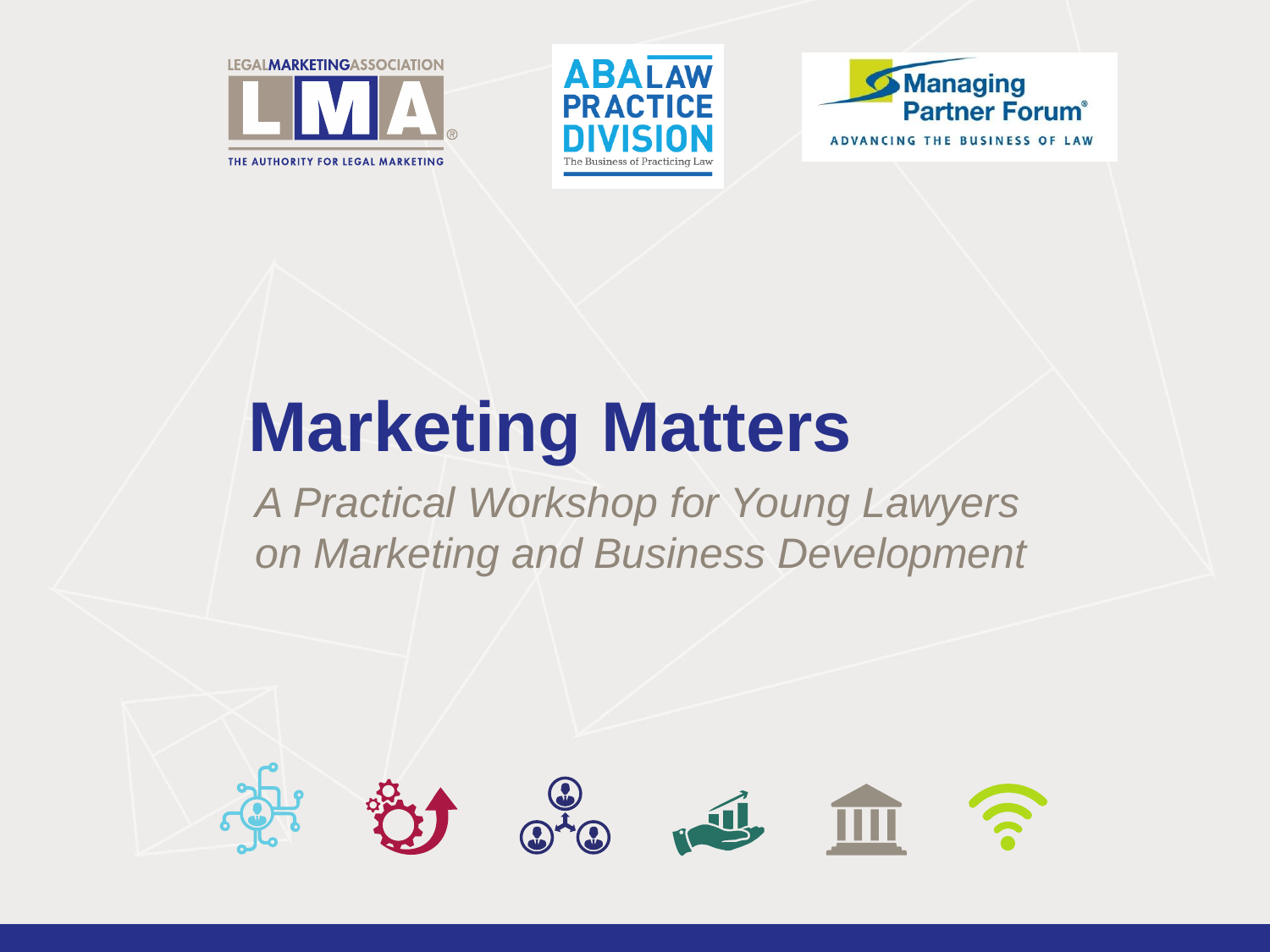LEGALMARKETINGASSOCIATION

LMA

THE AUTHORITY FOR LEGAL MARKETING

ABA LAW PRACTICE DIVISION

The Business of Practicing Law

Managing Partner Forum

ADVANCING THE BUSINESS OF LAW

# Marketing Matters

*A Practical Workshop for Young Lawyers on Marketing and Business Development*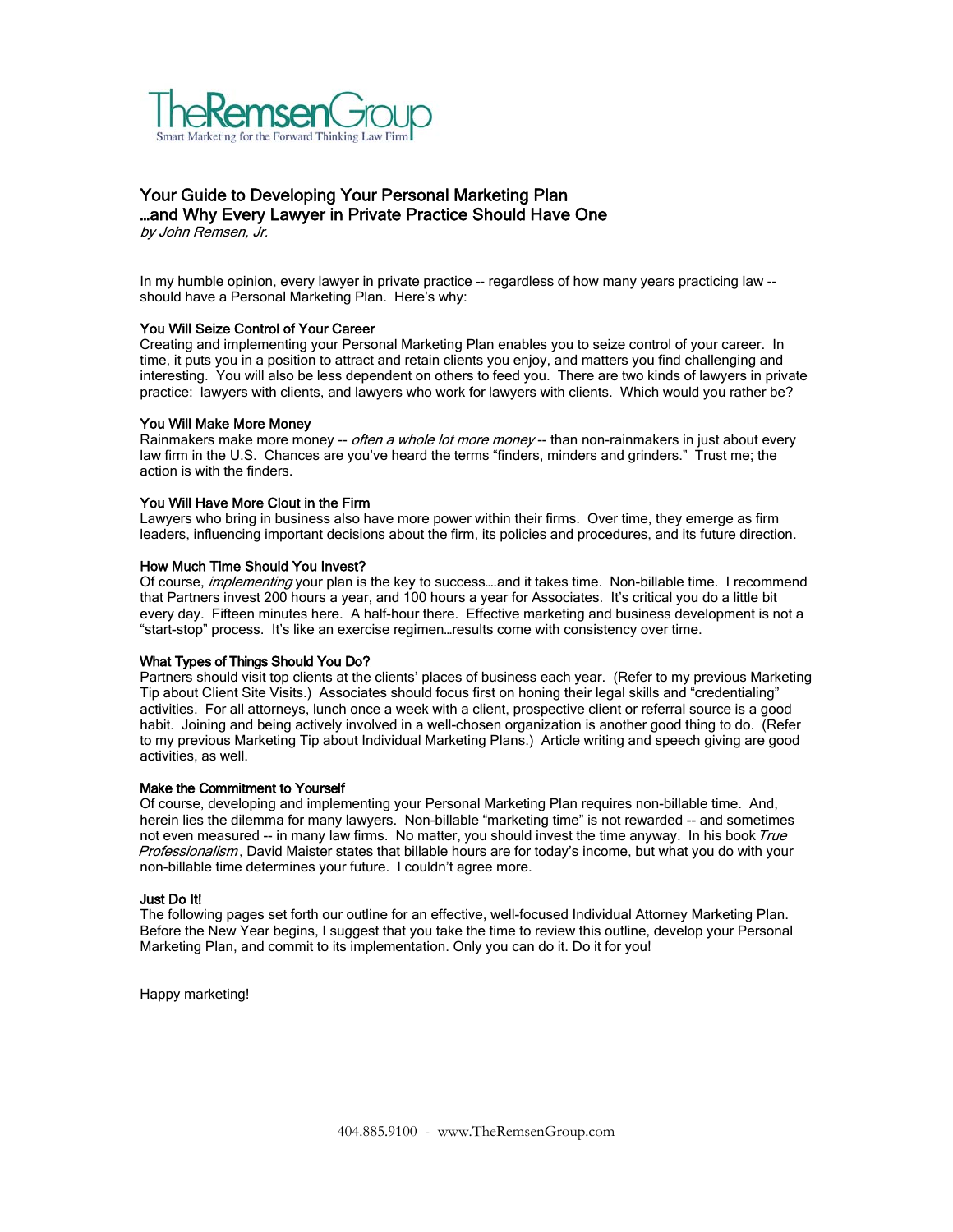TheRemsenGroup
Smart Marketing for the Forward Thinking Law Firm

## Your Guide to Developing Your Personal Marketing Plan …and Why Every Lawyer in Private Practice Should Have One

*by John Remsen, Jr.*

In my humble opinion, every lawyer in private practice -- regardless of how many years practicing law -- should have a Personal Marketing Plan. Here's why:

### You Will Seize Control of Your Career

Creating and implementing your Personal Marketing Plan enables you to seize control of your career. In time, it puts you in a position to attract and retain clients you enjoy, and matters you find challenging and interesting. You will also be less dependent on others to feed you. There are two kinds of lawyers in private practice: lawyers with clients, and lawyers who work for lawyers with clients. Which would you rather be?

### You Will Make More Money

Rainmakers make more money -- *often a whole lot more money* -- than non-rainmakers in just about every law firm in the U.S. Chances are you've heard the terms "finders, minders and grinders." Trust me; the action is with the finders.

### You Will Have More Clout in the Firm

Lawyers who bring in business also have more power within their firms. Over time, they emerge as firm leaders, influencing important decisions about the firm, its policies and procedures, and its future direction.

### How Much Time Should You Invest?

Of course, *implementing* your plan is the key to success….and it takes time. Non-billable time. I recommend that Partners invest 200 hours a year, and 100 hours a year for Associates. It's critical you do a little bit every day. Fifteen minutes here. A half-hour there. Effective marketing and business development is not a "start-stop" process. It's like an exercise regimen…results come with consistency over time.

### What Types of Things Should You Do?

Partners should visit top clients at the clients' places of business each year. (Refer to my previous Marketing Tip about Client Site Visits.) Associates should focus first on honing their legal skills and "credentialing" activities. For all attorneys, lunch once a week with a client, prospective client or referral source is a good habit. Joining and being actively involved in a well-chosen organization is another good thing to do. (Refer to my previous Marketing Tip about Individual Marketing Plans.) Article writing and speech giving are good activities, as well.

### Make the Commitment to Yourself

Of course, developing and implementing your Personal Marketing Plan requires non-billable time. And, herein lies the dilemma for many lawyers. Non-billable "marketing time" is not rewarded -- and sometimes not even measured -- in many law firms. No matter, you should invest the time anyway. In his book *True Professionalism*, David Maister states that billable hours are for today's income, but what you do with your non-billable time determines your future. I couldn't agree more.

### Just Do It!

The following pages set forth our outline for an effective, well-focused Individual Attorney Marketing Plan. Before the New Year begins, I suggest that you take the time to review this outline, develop your Personal Marketing Plan, and commit to its implementation. Only you can do it. Do it for you!

Happy marketing!

404.885.9100 - www.TheRemsenGroup.com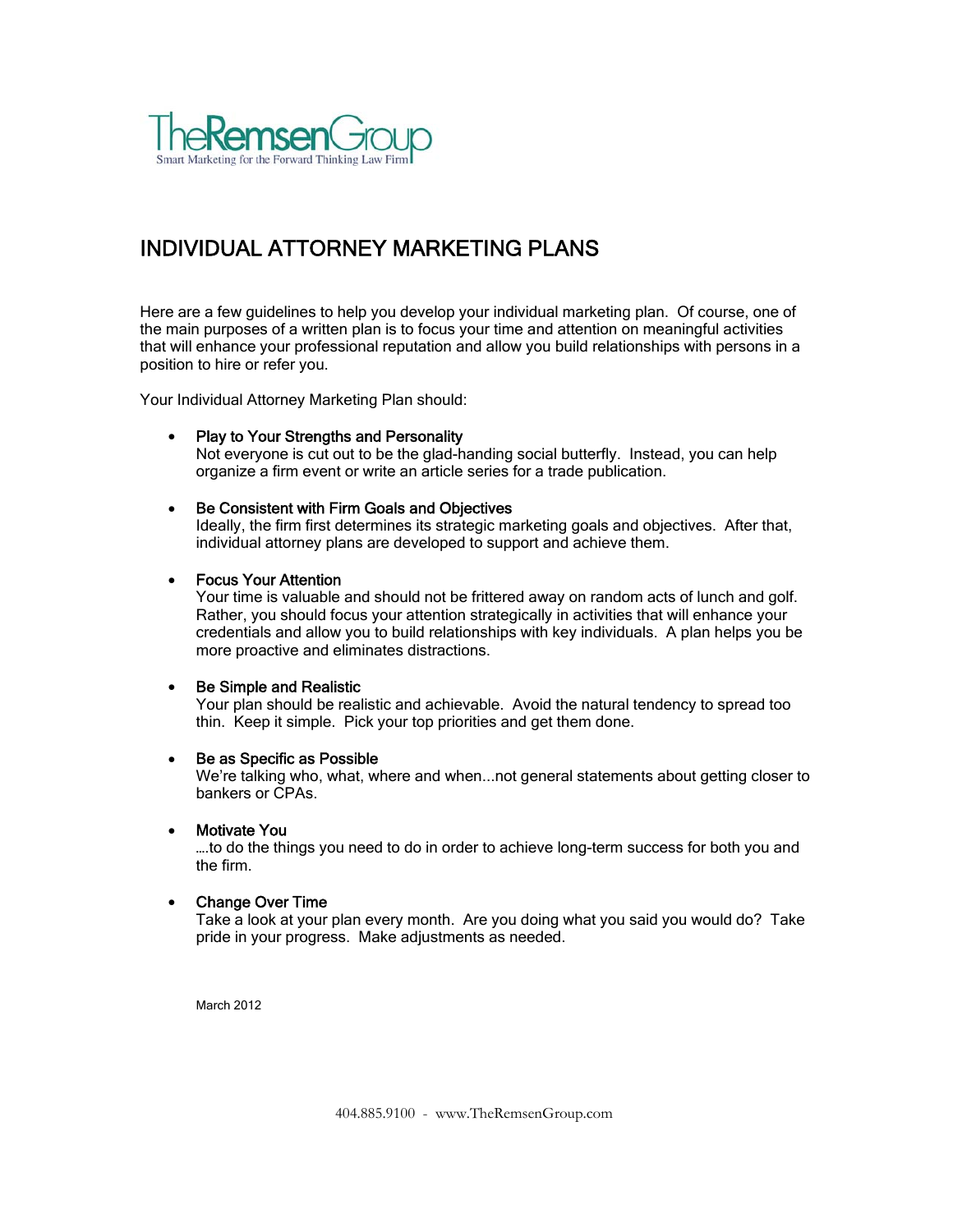TheRemsenGroup
Smart Marketing for the Forward Thinking Law Firm

# INDIVIDUAL ATTORNEY MARKETING PLANS

Here are a few guidelines to help you develop your individual marketing plan. Of course, one of the main purposes of a written plan is to focus your time and attention on meaningful activities that will enhance your professional reputation and allow you build relationships with persons in a position to hire or refer you.

Your Individual Attorney Marketing Plan should:

- Play to Your Strengths and Personality
  Not everyone is cut out to be the glad-handing social butterfly. Instead, you can help organize a firm event or write an article series for a trade publication.

- Be Consistent with Firm Goals and Objectives
  Ideally, the firm first determines its strategic marketing goals and objectives. After that, individual attorney plans are developed to support and achieve them.

- Focus Your Attention
  Your time is valuable and should not be frittered away on random acts of lunch and golf. Rather, you should focus your attention strategically in activities that will enhance your credentials and allow you to build relationships with key individuals. A plan helps you be more proactive and eliminates distractions.

- Be Simple and Realistic
  Your plan should be realistic and achievable. Avoid the natural tendency to spread too thin. Keep it simple. Pick your top priorities and get them done.

- Be as Specific as Possible
  We're talking who, what, where and when...not general statements about getting closer to bankers or CPAs.

- Motivate You
  ….to do the things you need to do in order to achieve long-term success for both you and the firm.

- Change Over Time
  Take a look at your plan every month. Are you doing what you said you would do? Take pride in your progress. Make adjustments as needed.

March 2012

404.885.9100 - www.TheRemsenGroup.com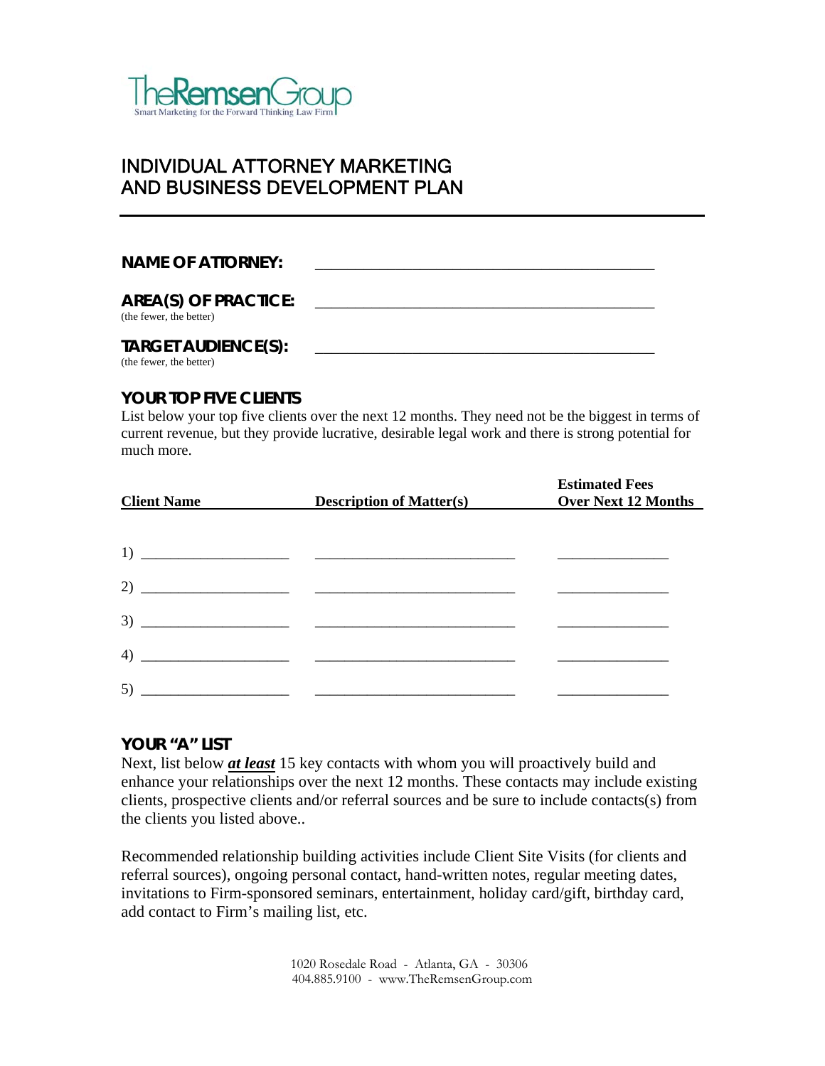TheRemsenGroup
Smart Marketing for the Forward Thinking Law Firm

# INDIVIDUAL ATTORNEY MARKETING AND BUSINESS DEVELOPMENT PLAN

---

**NAME OF ATTORNEY:** ___________________________________________

**AREA(S) OF PRACTICE:** ___________________________________________
(the fewer, the better)

**TARGET AUDIENCE(S):** ___________________________________________
(the fewer, the better)

## YOUR TOP FIVE CLIENTS

List below your top five clients over the next 12 months. They need not be the biggest in terms of current revenue, but they provide lucrative, desirable legal work and there is strong potential for much more.

| Client Name | Description of Matter(s) | Estimated Fees Over Next 12 Months |
|---|---|---|
| 1) ____________________ | __________________________ | ______________ |
| 2) ____________________ | __________________________ | ______________ |
| 3) ____________________ | __________________________ | ______________ |
| 4) ____________________ | __________________________ | ______________ |
| 5) ____________________ | __________________________ | ______________ |

## YOUR "A" LIST

Next, list below ***at least*** 15 key contacts with whom you will proactively build and enhance your relationships over the next 12 months. These contacts may include existing clients, prospective clients and/or referral sources and be sure to include contacts(s) from the clients you listed above..

Recommended relationship building activities include Client Site Visits (for clients and referral sources), ongoing personal contact, hand-written notes, regular meeting dates, invitations to Firm-sponsored seminars, entertainment, holiday card/gift, birthday card, add contact to Firm's mailing list, etc.

1020 Rosedale Road - Atlanta, GA - 30306
404.885.9100 - www.TheRemsenGroup.com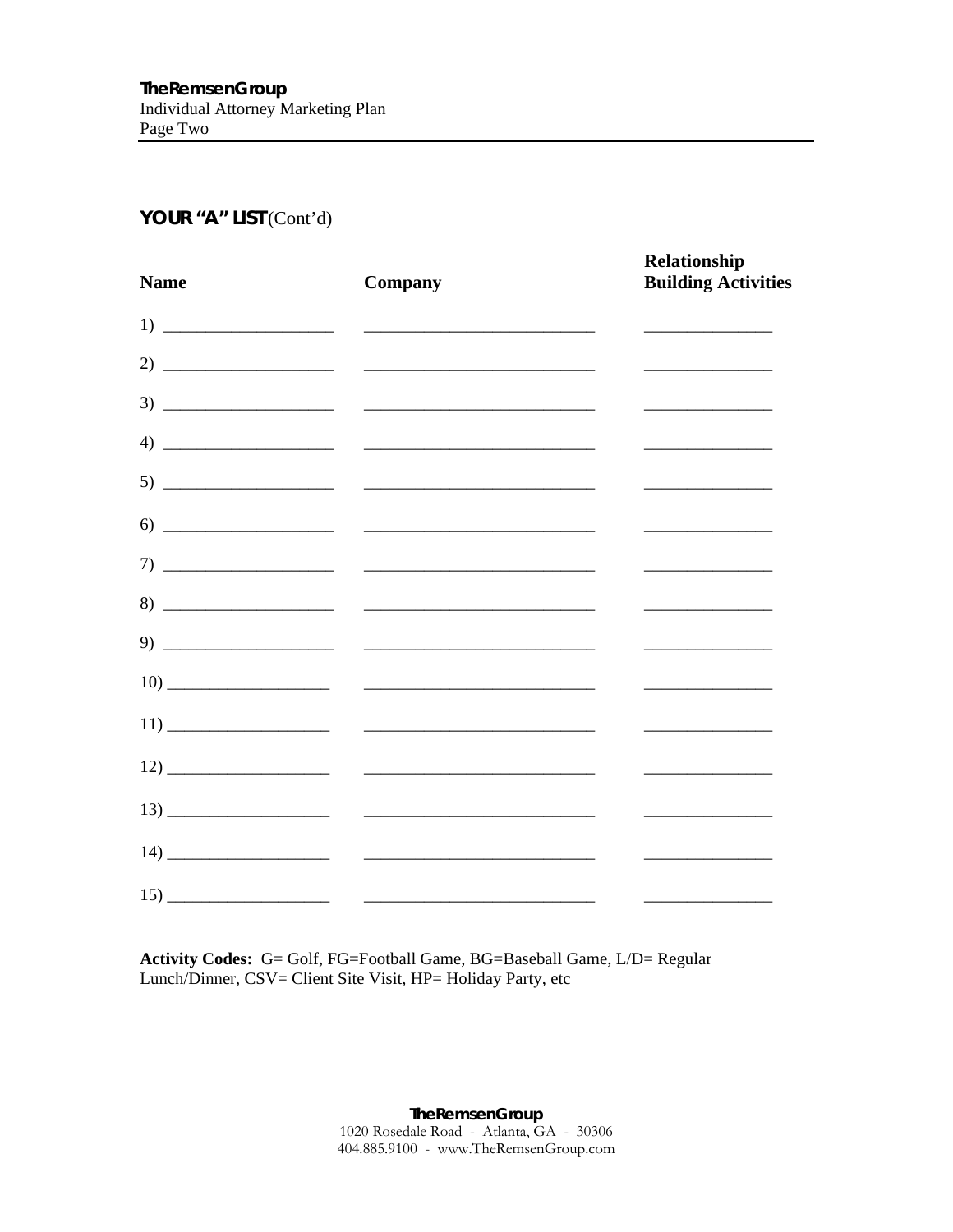## YOUR "A" LIST (Cont'd)

| Name | Company | Relationship Building Activities |
|---|---|---|
| 1) ___________________ | ___________________________ | _______________ |
| 2) ___________________ | ___________________________ | _______________ |
| 3) ___________________ | ___________________________ | _______________ |
| 4) ___________________ | ___________________________ | _______________ |
| 5) ___________________ | ___________________________ | _______________ |
| 6) ___________________ | ___________________________ | _______________ |
| 7) ___________________ | ___________________________ | _______________ |
| 8) ___________________ | ___________________________ | _______________ |
| 9) ___________________ | ___________________________ | _______________ |
| 10) ___________________ | ___________________________ | _______________ |
| 11) ___________________ | ___________________________ | _______________ |
| 12) ___________________ | ___________________________ | _______________ |
| 13) ___________________ | ___________________________ | _______________ |
| 14) ___________________ | ___________________________ | _______________ |
| 15) ___________________ | ___________________________ | _______________ |

**Activity Codes:** G= Golf, FG=Football Game, BG=Baseball Game, L/D= Regular Lunch/Dinner, CSV= Client Site Visit, HP= Holiday Party, etc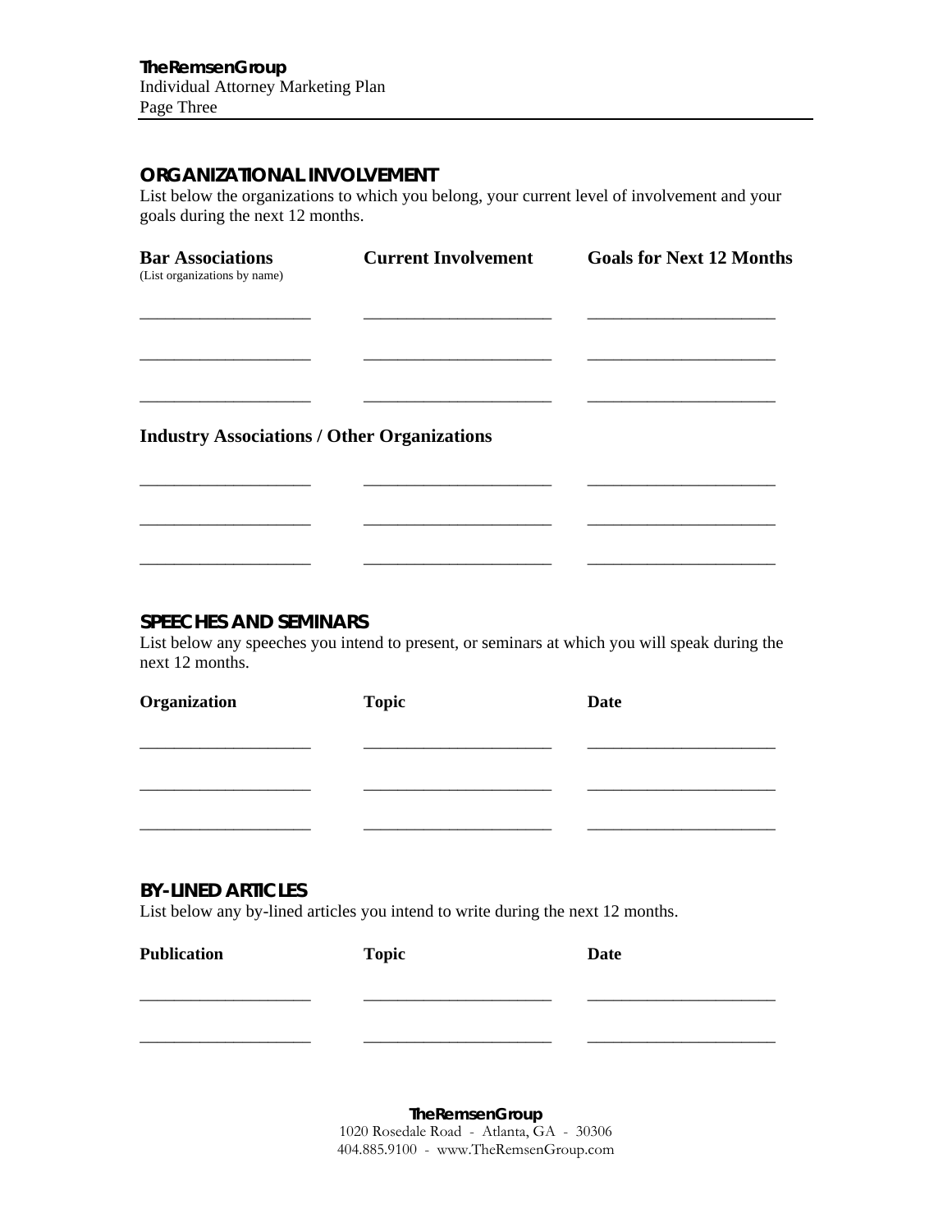## ORGANIZATIONAL INVOLVEMENT

List below the organizations to which you belong, your current level of involvement and your goals during the next 12 months.

| **Bar Associations** (List organizations by name) | **Current Involvement** | **Goals for Next 12 Months** |
|---|---|---|
| ____________________ | ______________________ | ______________________ |
| ____________________ | ______________________ | ______________________ |
| ____________________ | ______________________ | ______________________ |

**Industry Associations / Other Organizations**

| | | |
|---|---|---|
| ____________________ | ______________________ | ______________________ |
| ____________________ | ______________________ | ______________________ |
| ____________________ | ______________________ | ______________________ |

## SPEECHES AND SEMINARS

List below any speeches you intend to present, or seminars at which you will speak during the next 12 months.

| **Organization** | **Topic** | **Date** |
|---|---|---|
| ____________________ | ______________________ | ______________________ |
| ____________________ | ______________________ | ______________________ |
| ____________________ | ______________________ | ______________________ |

## BY-LINED ARTICLES

List below any by-lined articles you intend to write during the next 12 months.

| **Publication** | **Topic** | **Date** |
|---|---|---|
| ____________________ | ______________________ | ______________________ |
| ____________________ | ______________________ | ______________________ |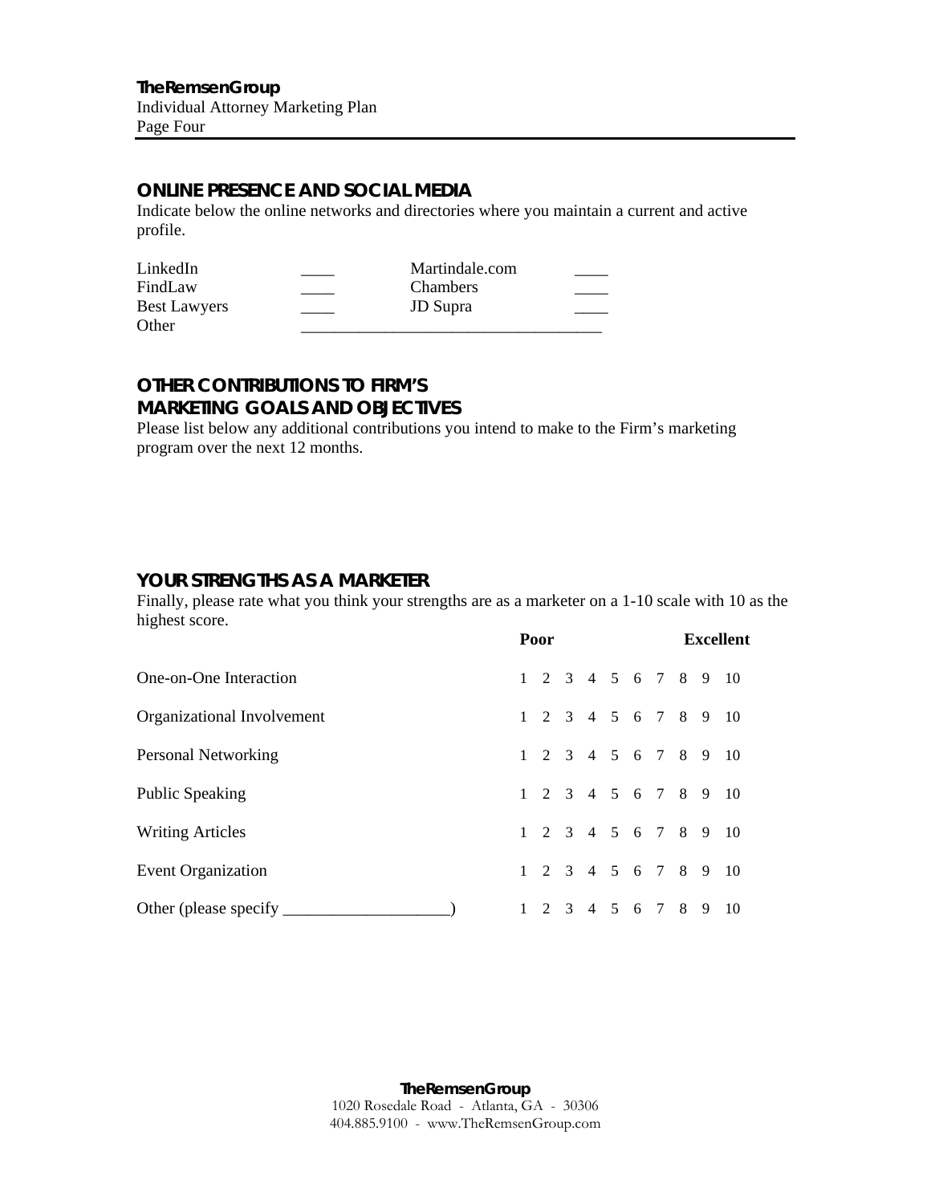## ONLINE PRESENCE AND SOCIAL MEDIA

Indicate below the online networks and directories where you maintain a current and active profile.

| | | | |
|---|---|---|---|
| LinkedIn | ____ | Martindale.com | ____ |
| FindLaw | ____ | Chambers | ____ |
| Best Lawyers | ____ | JD Supra | ____ |
| Other | ____________________________________ | | |

## OTHER CONTRIBUTIONS TO FIRM'S MARKETING GOALS AND OBJECTIVES

Please list below any additional contributions you intend to make to the Firm's marketing program over the next 12 months.

## YOUR STRENGTHS AS A MARKETER

Finally, please rate what you think your strengths are as a marketer on a 1-10 scale with 10 as the highest score.

| | Poor | | | | | | | | | Excellent |
|---|---|---|---|---|---|---|---|---|---|---|
| One-on-One Interaction | 1 | 2 | 3 | 4 | 5 | 6 | 7 | 8 | 9 | 10 |
| Organizational Involvement | 1 | 2 | 3 | 4 | 5 | 6 | 7 | 8 | 9 | 10 |
| Personal Networking | 1 | 2 | 3 | 4 | 5 | 6 | 7 | 8 | 9 | 10 |
| Public Speaking | 1 | 2 | 3 | 4 | 5 | 6 | 7 | 8 | 9 | 10 |
| Writing Articles | 1 | 2 | 3 | 4 | 5 | 6 | 7 | 8 | 9 | 10 |
| Event Organization | 1 | 2 | 3 | 4 | 5 | 6 | 7 | 8 | 9 | 10 |
| Other (please specify ____________________) | 1 | 2 | 3 | 4 | 5 | 6 | 7 | 8 | 9 | 10 |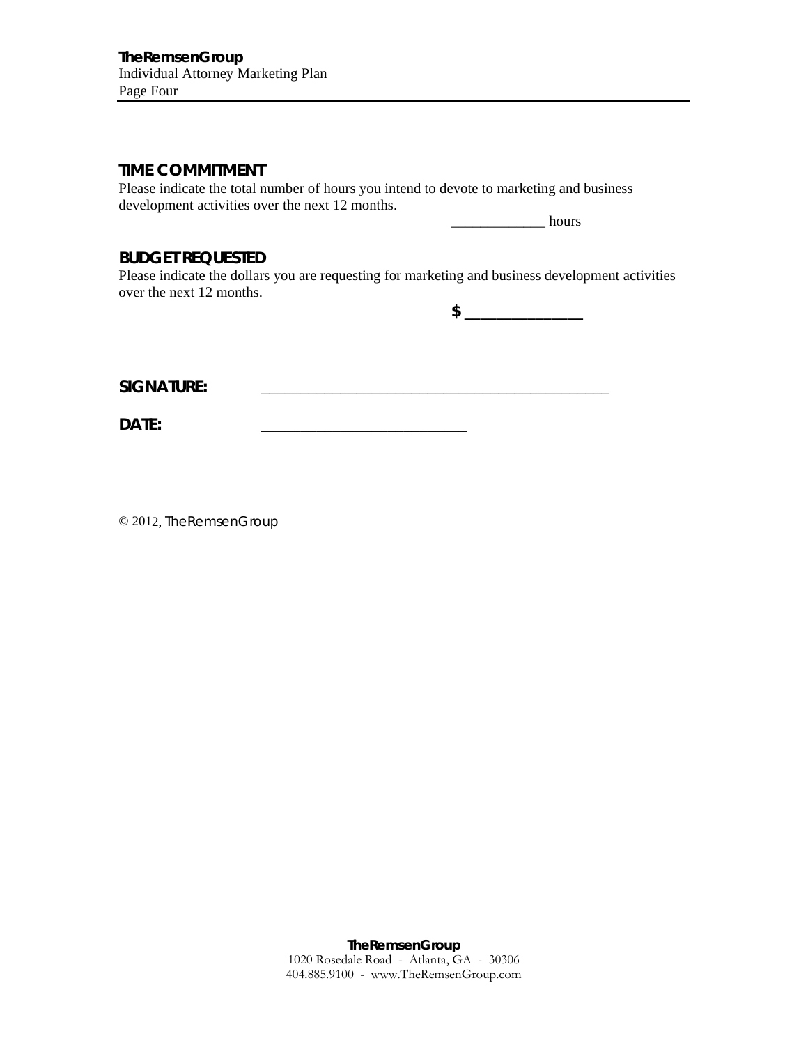## TIME COMMITMENT

Please indicate the total number of hours you intend to devote to marketing and business development activities over the next 12 months.

_____________ hours

## BUDGET REQUESTED

Please indicate the dollars you are requesting for marketing and business development activities over the next 12 months.

$ _______________

**SIGNATURE:** _______________________________________________

**DATE:** ___________________________

© 2012, TheRemsenGroup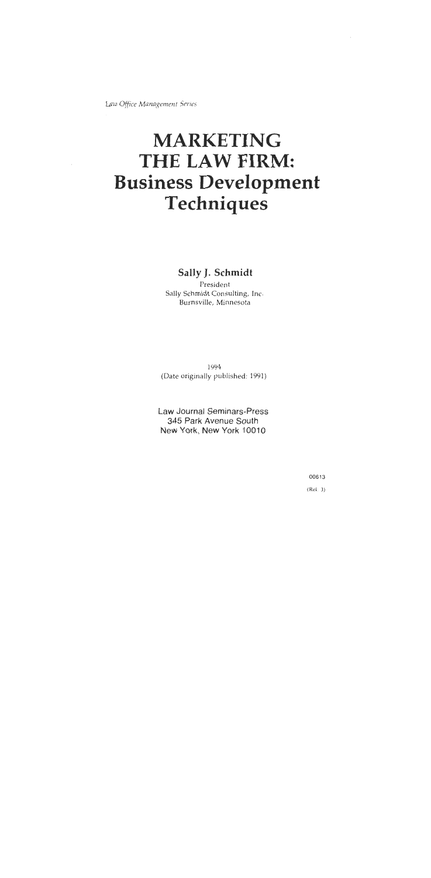*Law Office Management Series*

# MARKETING THE LAW FIRM: Business Development Techniques

**Sally J. Schmidt**

President
Sally Schmidt Consulting, Inc.
Burnsville, Minnesota

1994
(Date originally published: 1991)

Law Journal Seminars-Press
345 Park Avenue South
New York, New York 10010

00613

(Rel. 3)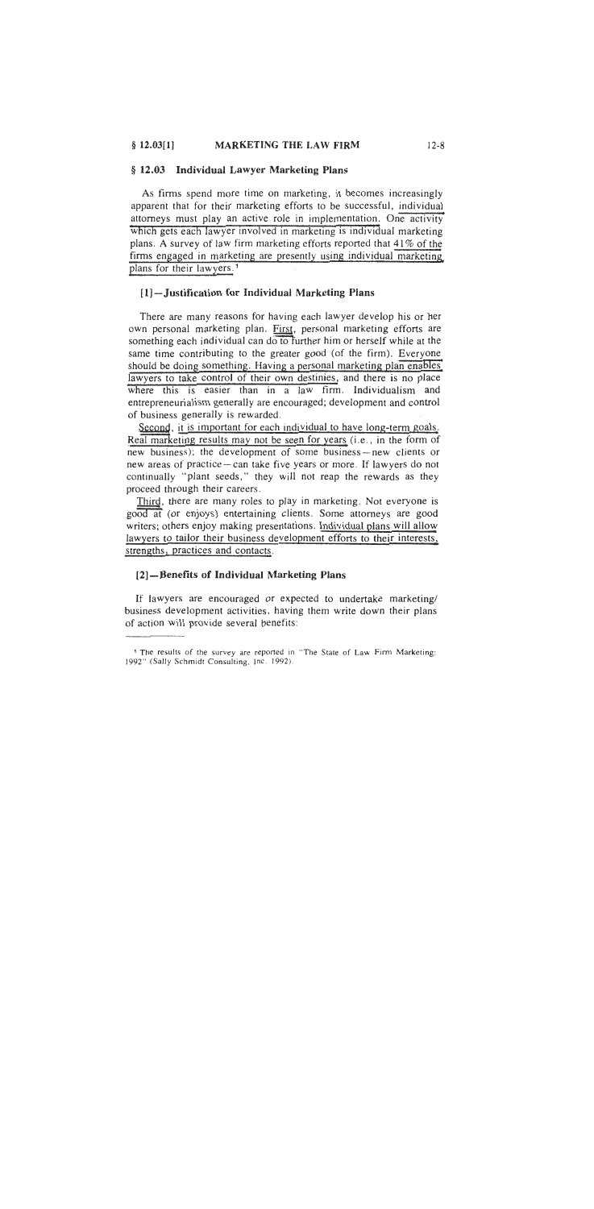## § 12.03 Individual Lawyer Marketing Plans

As firms spend more time on marketing, it becomes increasingly apparent that for their marketing efforts to be successful, individual attorneys must play an active role in implementation. One activity which gets each lawyer involved in marketing is individual marketing plans. A survey of law firm marketing efforts reported that 41% of the firms engaged in marketing are presently using individual marketing plans for their lawyers.[1]

### [1]—Justification for Individual Marketing Plans

There are many reasons for having each lawyer develop his or her own personal marketing plan. First, personal marketing efforts are something each individual can do to further him or herself while at the same time contributing to the greater good (of the firm). Everyone should be doing something. Having a personal marketing plan enables lawyers to take control of their own destinies, and there is no place where this is easier than in a law firm. Individualism and entrepreneurialism generally are encouraged; development and control of business generally is rewarded.

Second, it is important for each individual to have long-term goals. Real marketing results may not be seen for years (i.e., in the form of new business); the development of some business—new clients or new areas of practice—can take five years or more. If lawyers do not continually "plant seeds," they will not reap the rewards as they proceed through their careers.

Third, there are many roles to play in marketing. Not everyone is good at (or enjoys) entertaining clients. Some attorneys are good writers; others enjoy making presentations. Individual plans will allow lawyers to tailor their business development efforts to their interests, strengths, practices and contacts.

### [2]—Benefits of Individual Marketing Plans

If lawyers are encouraged or expected to undertake marketing/business development activities, having them write down their plans of action will provide several benefits:

---

[1] The results of the survey are reported in "The State of Law Firm Marketing: 1992" (Sally Schmidt Consulting, Inc. 1992).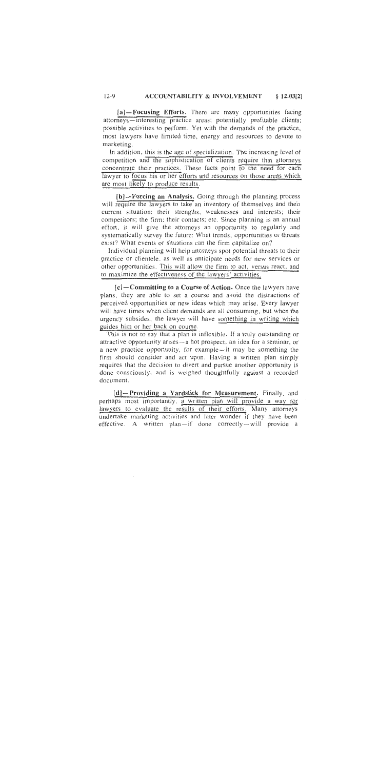**[a]—Focusing Efforts.** There are many opportunities facing attorneys—interesting practice areas; potentially profitable clients; possible activities to perform. Yet with the demands of the practice, most lawyers have limited time, energy and resources to devote to marketing.

In addition, this is the age of specialization. The increasing level of competition and the sophistication of clients require that attorneys concentrate their practices. These facts point to the need for each lawyer to focus his or her efforts and resources on those areas which are most likely to produce results.

**[b]—Forcing an Analysis.** Going through the planning process will require the lawyers to take an inventory of themselves and their current situation: their strengths, weaknesses and interests; their competitors; the firm; their contacts; etc. Since planning is an annual effort, it will give the attorneys an opportunity to regularly and systematically survey the future: What trends, opportunities or threats exist? What events or situations can the firm capitalize on?

Individual planning will help attorneys spot potential threats to their practice or clientele, as well as anticipate needs for new services or other opportunities. This will allow the firm to act, versus react, and to maximize the effectiveness of the lawyers' activities.

**[c]—Committing to a Course of Action.** Once the lawyers have plans, they are able to set a course and avoid the distractions of perceived opportunities or new ideas which may arise. Every lawyer will have times when client demands are all consuming, but when the urgency subsides, the lawyer will have something in writing which guides him or her back on course.

This is not to say that a plan is inflexible. If a truly outstanding or attractive opportunity arises—a hot prospect, an idea for a seminar, or a new practice opportunity, for example—it may be something the firm should consider and act upon. Having a written plan simply requires that the decision to divert and pursue another opportunity is done consciously, and is weighed thoughtfully against a recorded document.

**[d]—Providing a Yardstick for Measurement.** Finally, and perhaps most importantly, a written plan will provide a way for lawyers to evaluate the results of their efforts. Many attorneys undertake marketing activities and later wonder if they have been effective. A written plan—if done correctly—will provide a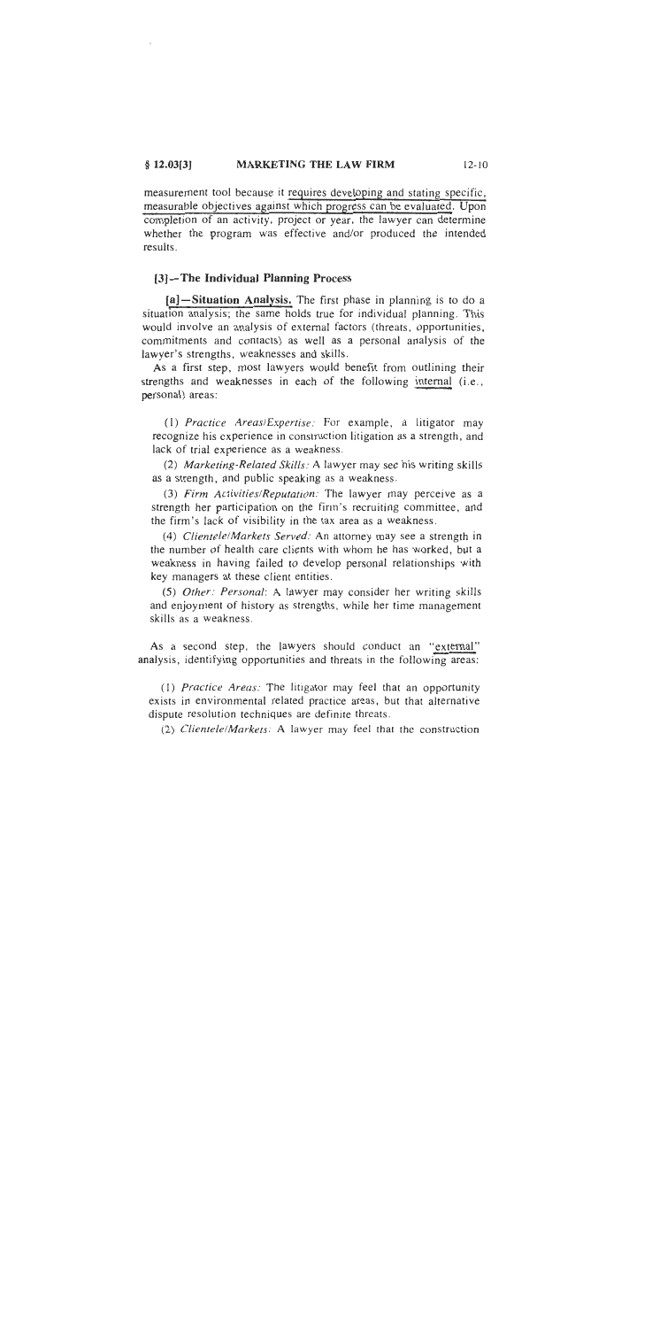measurement tool because it requires developing and stating specific, measurable objectives against which progress can be evaluated. Upon completion of an activity, project or year, the lawyer can determine whether the program was effective and/or produced the intended results.

### [3]—The Individual Planning Process

**[a]—Situation Analysis.** The first phase in planning is to do a situation analysis; the same holds true for individual planning. This would involve an analysis of external factors (threats, opportunities, commitments and contacts) as well as a personal analysis of the lawyer's strengths, weaknesses and skills.

As a first step, most lawyers would benefit from outlining their strengths and weaknesses in each of the following internal (i.e., personal) areas:

(1) *Practice Areas/Expertise:* For example, a litigator may recognize his experience in construction litigation as a strength, and lack of trial experience as a weakness.

(2) *Marketing-Related Skills:* A lawyer may see his writing skills as a strength, and public speaking as a weakness.

(3) *Firm Activities/Reputation:* The lawyer may perceive as a strength her participation on the firm's recruiting committee, and the firm's lack of visibility in the tax area as a weakness.

(4) *Clientele/Markets Served:* An attorney may see a strength in the number of health care clients with whom he has worked, but a weakness in having failed to develop personal relationships with key managers at these client entities.

(5) *Other: Personal:* A lawyer may consider her writing skills and enjoyment of history as strengths, while her time management skills as a weakness.

As a second step, the lawyers should conduct an "external" analysis, identifying opportunities and threats in the following areas:

(1) *Practice Areas:* The litigator may feel that an opportunity exists in environmental related practice areas, but that alternative dispute resolution techniques are definite threats.

(2) *Clientele/Markets:* A lawyer may feel that the construction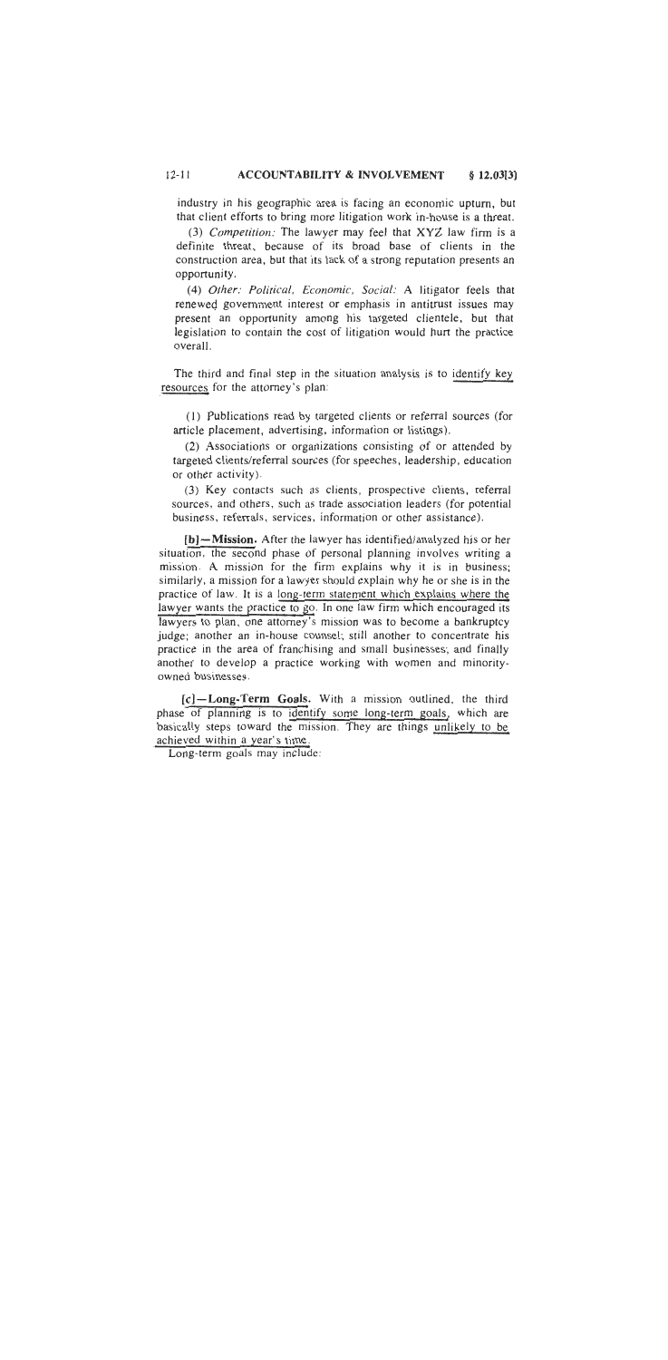industry in his geographic area is facing an economic upturn, but that client efforts to bring more litigation work in-house is a threat.

(3) *Competition:* The lawyer may feel that XYZ law firm is a definite threat, because of its broad base of clients in the construction area, but that its lack of a strong reputation presents an opportunity.

(4) *Other: Political, Economic, Social:* A litigator feels that renewed government interest or emphasis in antitrust issues may present an opportunity among his targeted clientele, but that legislation to contain the cost of litigation would hurt the practice overall.

The third and final step in the situation analysis is to identify key resources for the attorney's plan:

(1) Publications read by targeted clients or referral sources (for article placement, advertising, information or listings).

(2) Associations or organizations consisting of or attended by targeted clients/referral sources (for speeches, leadership, education or other activity).

(3) Key contacts such as clients, prospective clients, referral sources, and others, such as trade association leaders (for potential business, referrals, services, information or other assistance).

**[b]—Mission.** After the lawyer has identified/analyzed his or her situation, the second phase of personal planning involves writing a mission. A mission for the firm explains why it is in business; similarly, a mission for a lawyer should explain why he or she is in the practice of law. It is a long-term statement which explains where the lawyer wants the practice to go. In one law firm which encouraged its lawyers to plan, one attorney's mission was to become a bankruptcy judge; another an in-house counsel; still another to concentrate his practice in the area of franchising and small businesses; and finally another to develop a practice working with women and minority-owned businesses.

**[c]—Long-Term Goals.** With a mission outlined, the third phase of planning is to identify some long-term goals, which are basically steps toward the mission. They are things unlikely to be achieved within a year's time.

Long-term goals may include: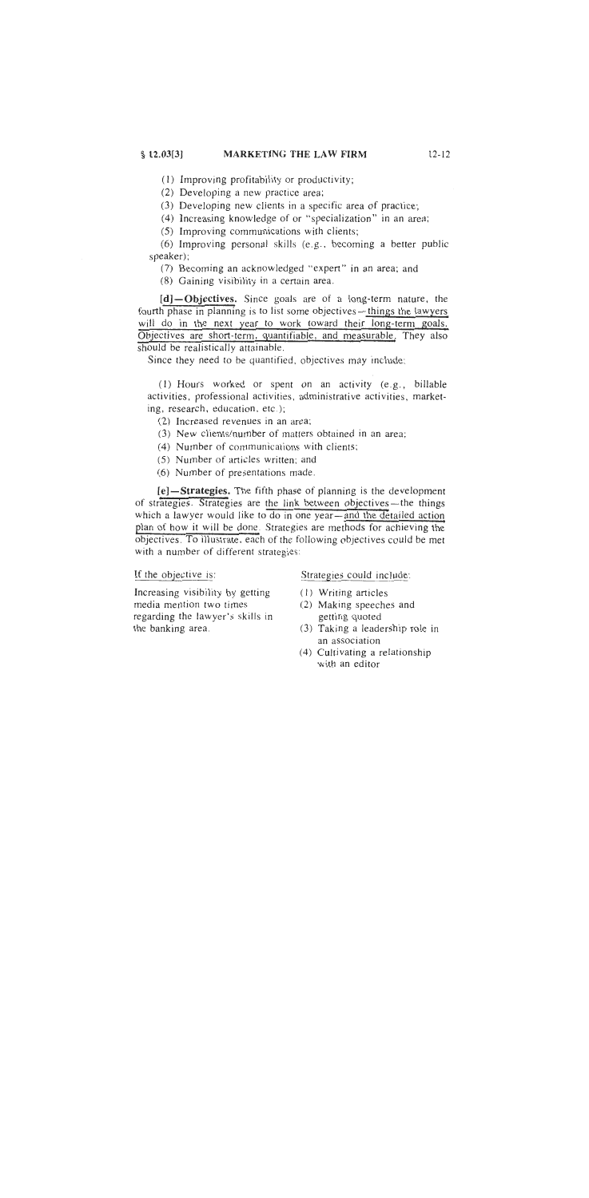(1) Improving profitability or productivity;

(2) Developing a new practice area;

(3) Developing new clients in a specific area of practice;

(4) Increasing knowledge of or "specialization" in an area;

(5) Improving communications with clients;

(6) Improving personal skills (e.g., becoming a better public speaker);

(7) Becoming an acknowledged "expert" in an area; and

(8) Gaining visibility in a certain area.

**[d]—Objectives.** Since goals are of a long-term nature, the fourth phase in planning is to list some objectives—things the lawyers will do in the next year to work toward their long-term goals. Objectives are short-term, quantifiable, and measurable. They also should be realistically attainable.

Since they need to be quantified, objectives may include:

(1) Hours worked or spent on an activity (e.g., billable activities, professional activities, administrative activities, marketing, research, education, etc.);

(2) Increased revenues in an area;

(3) New clients/number of matters obtained in an area;

(4) Number of communications with clients;

(5) Number of articles written; and

(6) Number of presentations made.

**[e]—Strategies.** The fifth phase of planning is the development of strategies. Strategies are the link between objectives—the things which a lawyer would like to do in one year—and the detailed action plan of how it will be done. Strategies are methods for achieving the objectives. To illustrate, each of the following objectives could be met with a number of different strategies:

| If the objective is: | Strategies could include: |
|---|---|
| Increasing visibility by getting media mention two times regarding the lawyer's skills in the banking area. | (1) Writing articles<br>(2) Making speeches and getting quoted<br>(3) Taking a leadership role in an association<br>(4) Cultivating a relationship with an editor |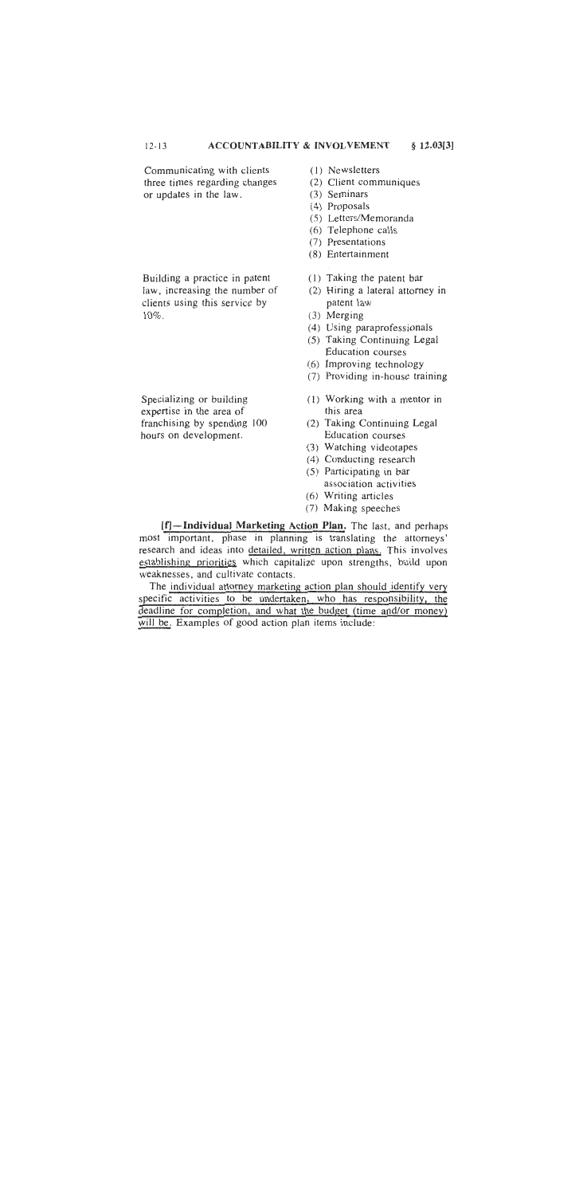| | |
|---|---|
| Communicating with clients three times regarding changes or updates in the law. | (1) Newsletters<br>(2) Client communiques<br>(3) Seminars<br>(4) Proposals<br>(5) Letters/Memoranda<br>(6) Telephone calls<br>(7) Presentations<br>(8) Entertainment |
| Building a practice in patent law, increasing the number of clients using this service by 10%. | (1) Taking the patent bar<br>(2) Hiring a lateral attorney in patent law<br>(3) Merging<br>(4) Using paraprofessionals<br>(5) Taking Continuing Legal Education courses<br>(6) Improving technology<br>(7) Providing in-house training |
| Specializing or building expertise in the area of franchising by spending 100 hours on development. | (1) Working with a mentor in this area<br>(2) Taking Continuing Legal Education courses<br>(3) Watching videotapes<br>(4) Conducting research<br>(5) Participating in bar association activities<br>(6) Writing articles<br>(7) Making speeches |

**[f]—Individual Marketing Action Plan.** The last, and perhaps most important, phase in planning is translating the attorneys' research and ideas into detailed, written action plans. This involves establishing priorities which capitalize upon strengths, build upon weaknesses, and cultivate contacts.

The individual attorney marketing action plan should identify very specific activities to be undertaken, who has responsibility, the deadline for completion, and what the budget (time and/or money) will be. Examples of good action plan items include: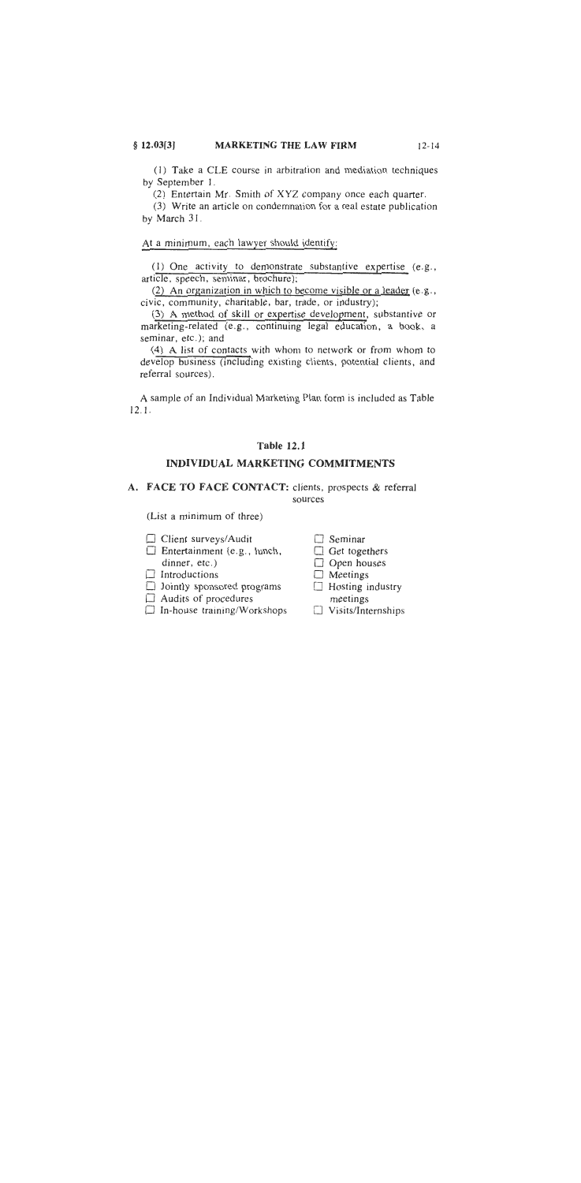(1) Take a CLE course in arbitration and mediation techniques by September 1.

(2) Entertain Mr. Smith of XYZ company once each quarter.

(3) Write an article on condemnation for a real estate publication by March 31.

<u>At a minimum, each lawyer should identify:</u>

(1) <u>One activity to demonstrate substantive expertise</u> (e.g., article, speech, seminar, brochure);

(2) <u>An organization in which to become visible or a leader</u> (e.g., civic, community, charitable, bar, trade, or industry);

(3) <u>A method of skill or expertise development</u>, substantive or marketing-related (e.g., continuing legal education, a book, a seminar, etc.); and

(4) <u>A list of contacts</u> with whom to network or from whom to develop business (including existing clients, potential clients, and referral sources).

A sample of an Individual Marketing Plan form is included as Table 12.1.

### Table 12.1

### INDIVIDUAL MARKETING COMMITMENTS

**A. FACE TO FACE CONTACT:** clients, prospects & referral sources

(List a minimum of three)

- ☐ Client surveys/Audit
- ☐ Entertainment (e.g., lunch, dinner, etc.)
- ☐ Introductions
- ☐ Jointly sponsored programs
- ☐ Audits of procedures
- ☐ In-house training/Workshops
- ☐ Seminar
- ☐ Get togethers
- ☐ Open houses
- ☐ Meetings
- ☐ Hosting industry meetings
- ☐ Visits/Internships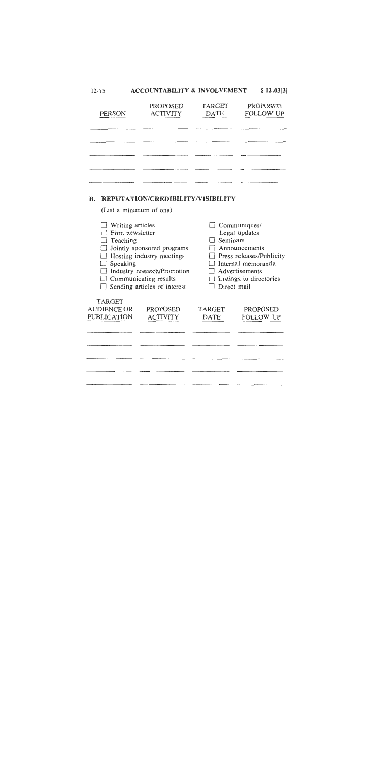| PERSON | PROPOSED ACTIVITY | TARGET DATE | PROPOSED FOLLOW UP |
|---|---|---|---|
| | | | |
| | | | |
| | | | |
| | | | |
| | | | |

## B. REPUTATION/CREDIBILITY/VISIBILITY

(List a minimum of one)

- ☐ Writing articles
- ☐ Firm newsletter
- ☐ Teaching
- ☐ Jointly sponsored programs
- ☐ Hosting industry meetings
- ☐ Speaking
- ☐ Industry research/Promotion
- ☐ Communicating results
- ☐ Sending articles of interest
- ☐ Communiques/ Legal updates
- ☐ Seminars
- ☐ Announcements
- ☐ Press releases/Publicity
- ☐ Internal memoranda
- ☐ Advertisements
- ☐ Listings in directories
- ☐ Direct mail

| TARGET AUDIENCE OR PUBLICATION | PROPOSED ACTIVITY | TARGET DATE | PROPOSED FOLLOW UP |
|---|---|---|---|
| | | | |
| | | | |
| | | | |
| | | | |
| | | | |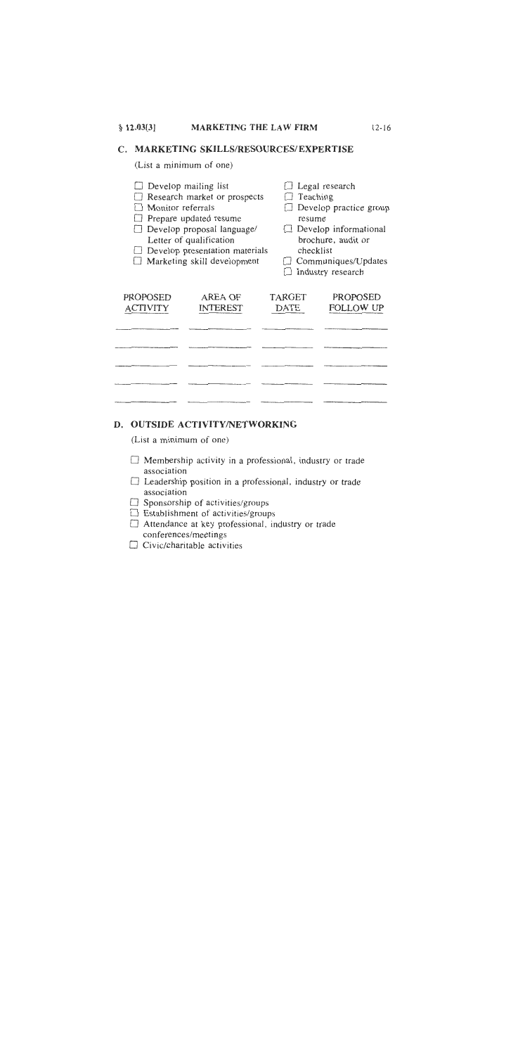## C. MARKETING SKILLS/RESOURCES/EXPERTISE

(List a minimum of one)

- ☐ Develop mailing list
- ☐ Research market or prospects
- ☐ Monitor referrals
- ☐ Prepare updated resume
- ☐ Develop proposal language/ Letter of qualification
- ☐ Develop presentation materials
- ☐ Marketing skill development
- ☐ Legal research
- ☐ Teaching
- ☐ Develop practice group resume
- ☐ Develop informational brochure, audit or checklist
- ☐ Communiques/Updates
- ☐ Industry research

| PROPOSED ACTIVITY | AREA OF INTEREST | TARGET DATE | PROPOSED FOLLOW UP |
|---|---|---|---|
| | | | |
| | | | |
| | | | |
| | | | |
| | | | |

## D. OUTSIDE ACTIVITY/NETWORKING

(List a minimum of one)

- ☐ Membership activity in a professional, industry or trade association
- ☐ Leadership position in a professional, industry or trade association
- ☐ Sponsorship of activities/groups
- ☐ Establishment of activities/groups
- ☐ Attendance at key professional, industry or trade conferences/meetings
- ☐ Civic/charitable activities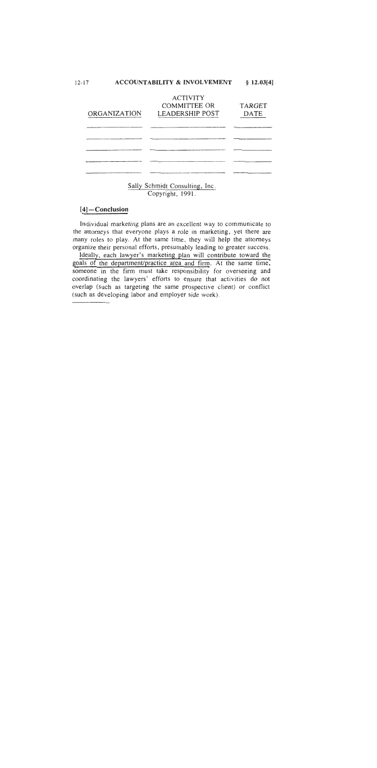| ORGANIZATION | ACTIVITY COMMITTEE OR LEADERSHIP POST | TARGET DATE |
|---|---|---|
| | | |
| | | |
| | | |
| | | |
| | | |

Sally Schmidt Consulting, Inc.
Copyright, 1991.

### [4]—Conclusion

Individual marketing plans are an excellent way to communicate to the attorneys that everyone plays a role in marketing, yet there are many roles to play. At the same time, they will help the attorneys organize their personal efforts, presumably leading to greater success.

Ideally, each lawyer's marketing plan will contribute toward the goals of the department/practice area and firm. At the same time, someone in the firm must take responsibility for overseeing and coordinating the lawyers' efforts to ensure that activities do not overlap (such as targeting the same prospective client) or conflict (such as developing labor and employer side work).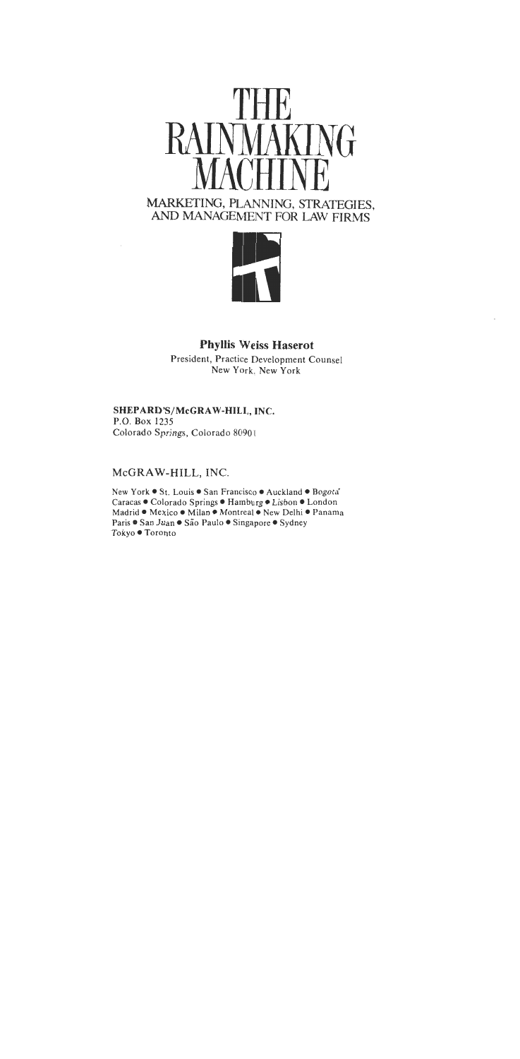# THE RAINMAKING MACHINE

MARKETING, PLANNING, STRATEGIES, AND MANAGEMENT FOR LAW FIRMS

**Phyllis Weiss Haserot**

President, Practice Development Counsel
New York, New York

**SHEPARD'S/McGRAW-HILL, INC.**
P.O. Box 1235
Colorado Springs, Colorado 80901

McGRAW-HILL, INC.

New York • St. Louis • San Francisco • Auckland • Bogotá
Caracas • Colorado Springs • Hamburg • Lisbon • London
Madrid • Mexico • Milan • Montreal • New Delhi • Panama
Paris • San Juan • São Paulo • Singapore • Sydney
Tokyo • Toronto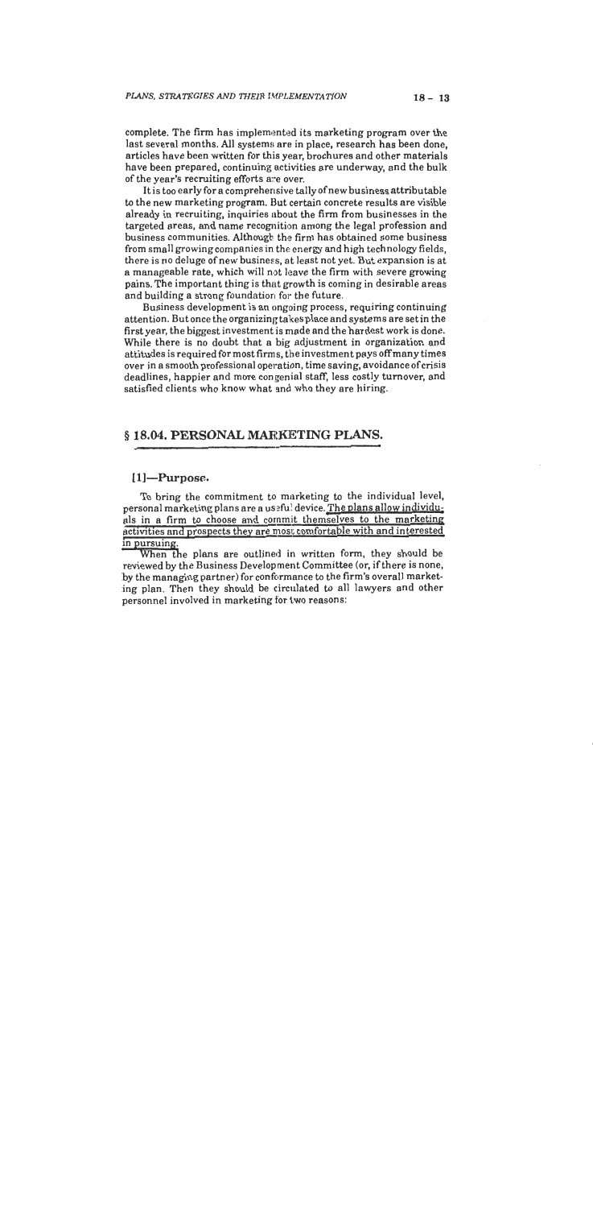complete. The firm has implemented its marketing program over the last several months. All systems are in place, research has been done, articles have been written for this year, brochures and other materials have been prepared, continuing activities are underway, and the bulk of the year's recruiting efforts are over.

It is too early for a comprehensive tally of new business attributable to the new marketing program. But certain concrete results are visible already in recruiting, inquiries about the firm from businesses in the targeted areas, and name recognition among the legal profession and business communities. Although the firm has obtained some business from small growing companies in the energy and high technology fields, there is no deluge of new business, at least not yet. But expansion is at a manageable rate, which will not leave the firm with severe growing pains. The important thing is that growth is coming in desirable areas and building a strong foundation for the future.

Business development is an ongoing process, requiring continuing attention. But once the organizing takes place and systems are set in the first year, the biggest investment is made and the hardest work is done. While there is no doubt that a big adjustment in organization and attitudes is required for most firms, the investment pays off many times over in a smooth professional operation, time saving, avoidance of crisis deadlines, happier and more congenial staff, less costly turnover, and satisfied clients who know what and who they are hiring.

## § 18.04. PERSONAL MARKETING PLANS.

### [1]—Purpose.

To bring the commitment to marketing to the individual level, personal marketing plans are a useful device. The plans allow individuals in a firm to choose and commit themselves to the marketing activities and prospects they are most comfortable with and interested in pursuing.

When the plans are outlined in written form, they should be reviewed by the Business Development Committee (or, if there is none, by the managing partner) for conformance to the firm's overall marketing plan. Then they should be circulated to all lawyers and other personnel involved in marketing for two reasons: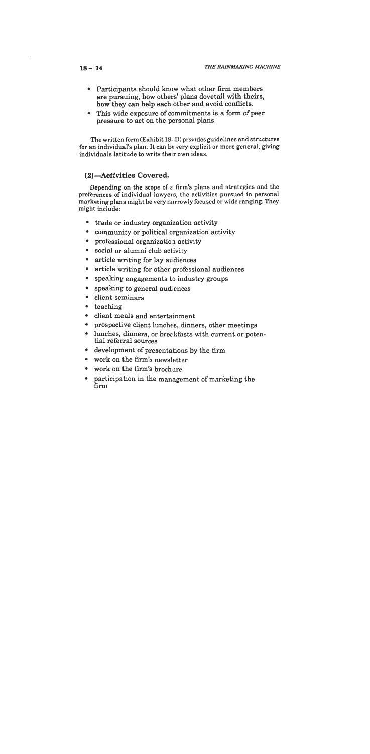- Participants should know what other firm members are pursuing, how others' plans dovetail with theirs, how they can help each other and avoid conflicts.
- This wide exposure of commitments is a form of peer pressure to act on the personal plans.

The written form (Exhibit 18–D) provides guidelines and structures for an individual's plan. It can be very explicit or more general, giving individuals latitude to write their own ideas.

### [2]—*Activities Covered.*

Depending on the scope of a firm's plans and strategies and the preferences of individual lawyers, the activities pursued in personal marketing plans might be very narrowly focused or wide ranging. They might include:

- trade or industry organization activity
- community or political organization activity
- professional organization activity
- social or alumni club activity
- article writing for lay audiences
- article writing for other professional audiences
- speaking engagements to industry groups
- speaking to general audiences
- client seminars
- teaching
- client meals and entertainment
- prospective client lunches, dinners, other meetings
- lunches, dinners, or breakfasts with current or potential referral sources
- development of presentations by the firm
- work on the firm's newsletter
- work on the firm's brochure
- participation in the management of marketing the firm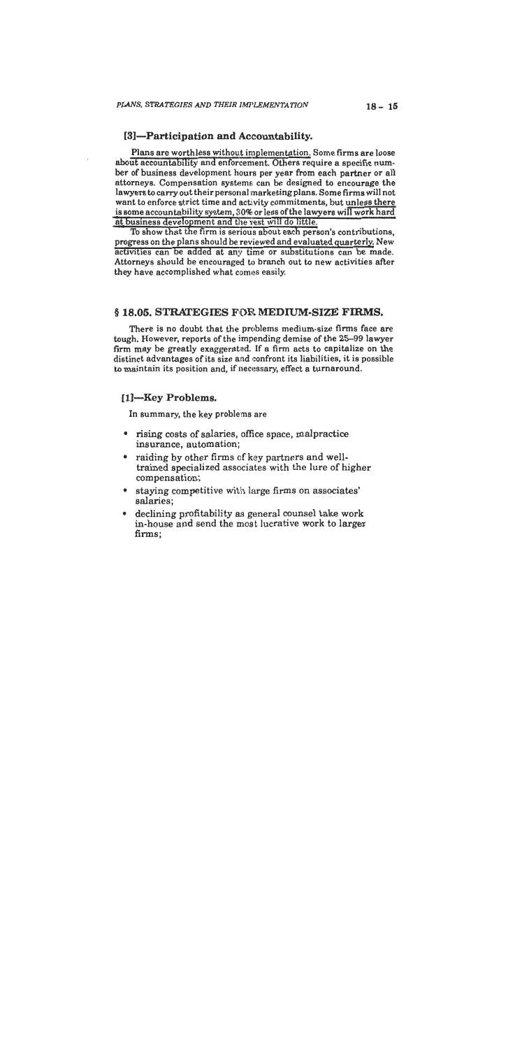### [3]—Participation and Accountability.

Plans are worthless without implementation. Some firms are loose about accountability and enforcement. Others require a specific number of business development hours per year from each partner or all attorneys. Compensation systems can be designed to encourage the lawyers to carry out their personal marketing plans. Some firms will not want to enforce strict time and activity commitments, but unless there is some accountability system, 30% or less of the lawyers will work hard at business development and the rest will do little.

To show that the firm is serious about each person's contributions, progress on the plans should be reviewed and evaluated quarterly. New activities can be added at any time or substitutions can be made. Attorneys should be encouraged to branch out to new activities after they have accomplished what comes easily.

## § 18.05. STRATEGIES FOR MEDIUM-SIZE FIRMS.

There is no doubt that the problems medium-size firms face are tough. However, reports of the impending demise of the 25–99 lawyer firm may be greatly exaggerated. If a firm acts to capitalize on the distinct advantages of its size and confront its liabilities, it is possible to maintain its position and, if necessary, effect a turnaround.

### [1]—Key Problems.

In summary, the key problems are

- rising costs of salaries, office space, malpractice insurance, automation;
- raiding by other firms of key partners and well-trained specialized associates with the lure of higher compensation;
- staying competitive with large firms on associates' salaries;
- declining profitability as general counsel take work in-house and send the most lucrative work to larger firms;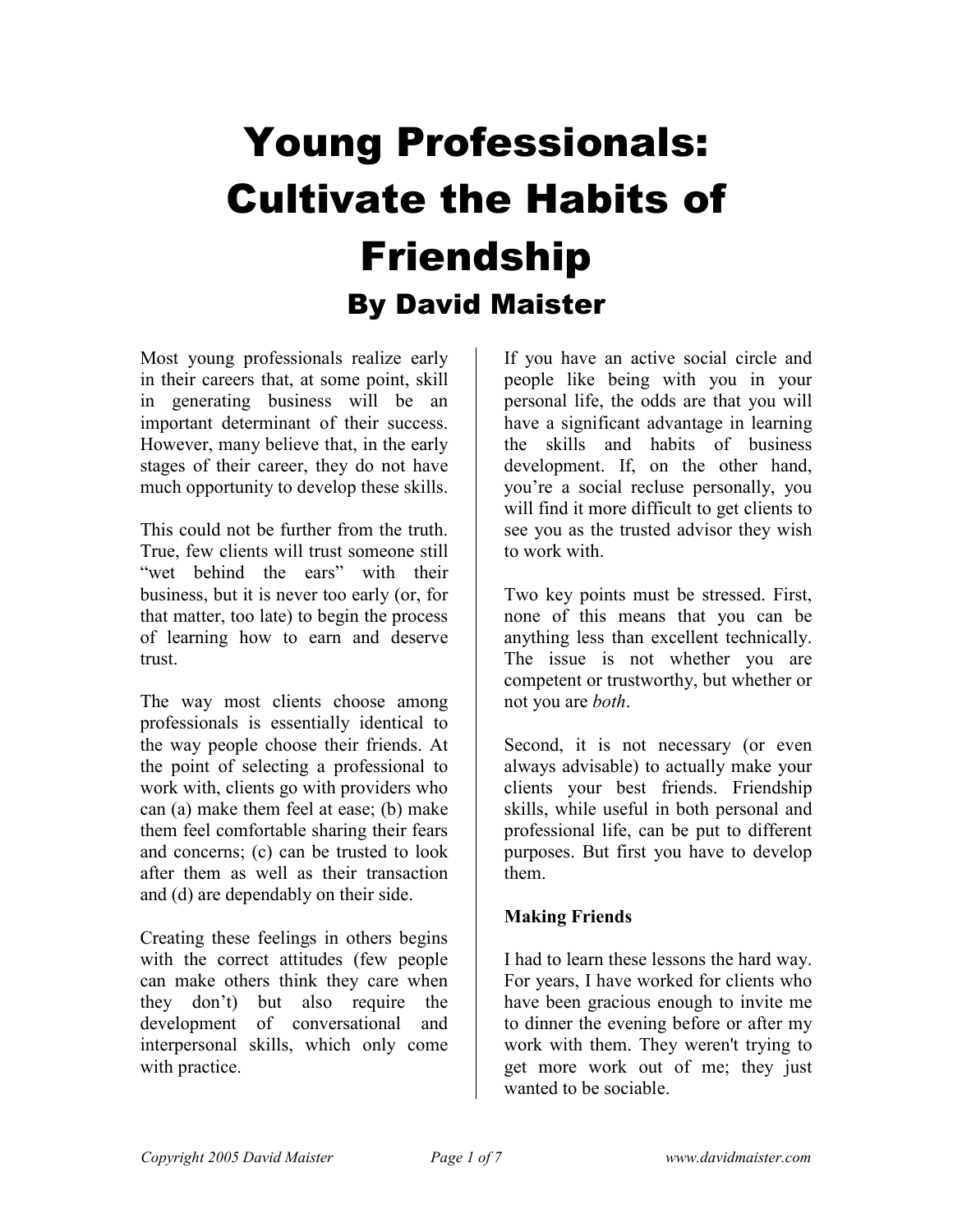# Young Professionals: Cultivate the Habits of Friendship

## By David Maister

Most young professionals realize early in their careers that, at some point, skill in generating business will be an important determinant of their success. However, many believe that, in the early stages of their career, they do not have much opportunity to develop these skills.

This could not be further from the truth. True, few clients will trust someone still "wet behind the ears" with their business, but it is never too early (or, for that matter, too late) to begin the process of learning how to earn and deserve trust.

The way most clients choose among professionals is essentially identical to the way people choose their friends. At the point of selecting a professional to work with, clients go with providers who can (a) make them feel at ease; (b) make them feel comfortable sharing their fears and concerns; (c) can be trusted to look after them as well as their transaction and (d) are dependably on their side.

Creating these feelings in others begins with the correct attitudes (few people can make others think they care when they don't) but also require the development of conversational and interpersonal skills, which only come with practice.

If you have an active social circle and people like being with you in your personal life, the odds are that you will have a significant advantage in learning the skills and habits of business development. If, on the other hand, you're a social recluse personally, you will find it more difficult to get clients to see you as the trusted advisor they wish to work with.

Two key points must be stressed. First, none of this means that you can be anything less than excellent technically. The issue is not whether you are competent or trustworthy, but whether or not you are *both*.

Second, it is not necessary (or even always advisable) to actually make your clients your best friends. Friendship skills, while useful in both personal and professional life, can be put to different purposes. But first you have to develop them.

**Making Friends**

I had to learn these lessons the hard way. For years, I have worked for clients who have been gracious enough to invite me to dinner the evening before or after my work with them. They weren't trying to get more work out of me; they just wanted to be sociable.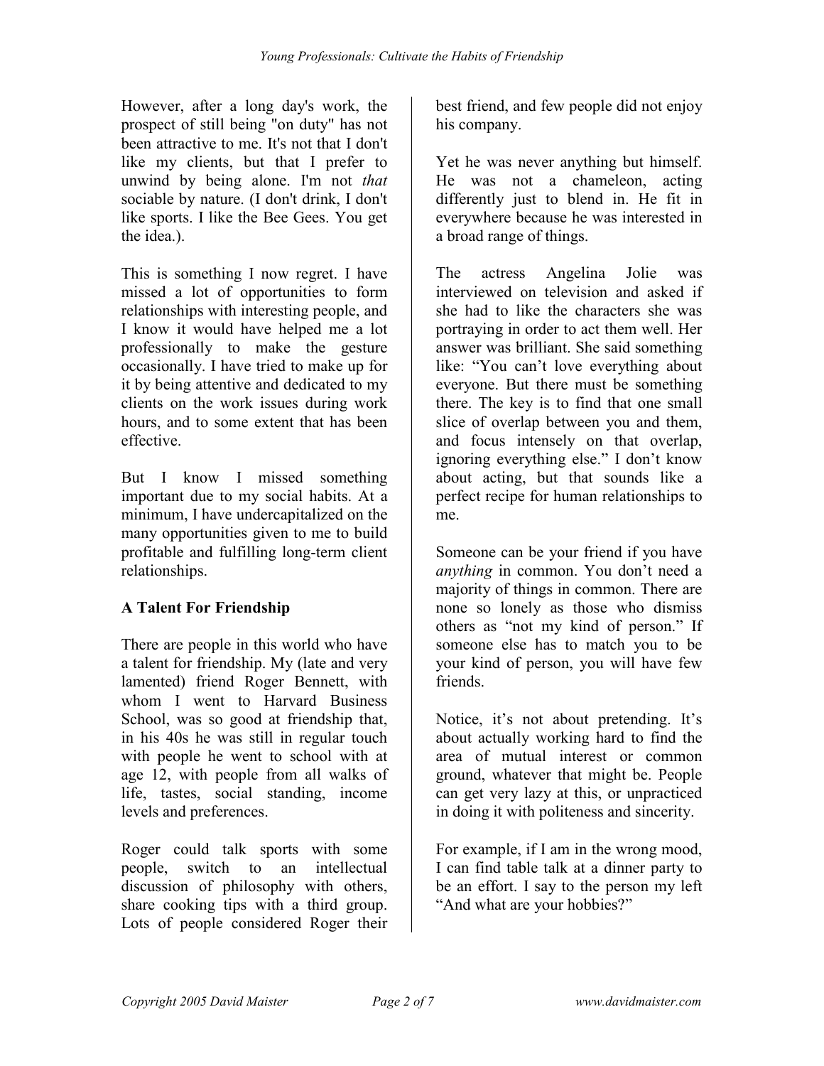However, after a long day's work, the prospect of still being "on duty" has not been attractive to me. It's not that I don't like my clients, but that I prefer to unwind by being alone. I'm not *that* sociable by nature. (I don't drink, I don't like sports. I like the Bee Gees. You get the idea.).

This is something I now regret. I have missed a lot of opportunities to form relationships with interesting people, and I know it would have helped me a lot professionally to make the gesture occasionally. I have tried to make up for it by being attentive and dedicated to my clients on the work issues during work hours, and to some extent that has been effective.

But I know I missed something important due to my social habits. At a minimum, I have undercapitalized on the many opportunities given to me to build profitable and fulfilling long-term client relationships.

**A Talent For Friendship**

There are people in this world who have a talent for friendship. My (late and very lamented) friend Roger Bennett, with whom I went to Harvard Business School, was so good at friendship that, in his 40s he was still in regular touch with people he went to school with at age 12, with people from all walks of life, tastes, social standing, income levels and preferences.

Roger could talk sports with some people, switch to an intellectual discussion of philosophy with others, share cooking tips with a third group. Lots of people considered Roger their best friend, and few people did not enjoy his company.

Yet he was never anything but himself. He was not a chameleon, acting differently just to blend in. He fit in everywhere because he was interested in a broad range of things.

The actress Angelina Jolie was interviewed on television and asked if she had to like the characters she was portraying in order to act them well. Her answer was brilliant. She said something like: "You can't love everything about everyone. But there must be something there. The key is to find that one small slice of overlap between you and them, and focus intensely on that overlap, ignoring everything else." I don't know about acting, but that sounds like a perfect recipe for human relationships to me.

Someone can be your friend if you have *anything* in common. You don't need a majority of things in common. There are none so lonely as those who dismiss others as "not my kind of person." If someone else has to match you to be your kind of person, you will have few friends.

Notice, it's not about pretending. It's about actually working hard to find the area of mutual interest or common ground, whatever that might be. People can get very lazy at this, or unpracticed in doing it with politeness and sincerity.

For example, if I am in the wrong mood, I can find table talk at a dinner party to be an effort. I say to the person my left "And what are your hobbies?"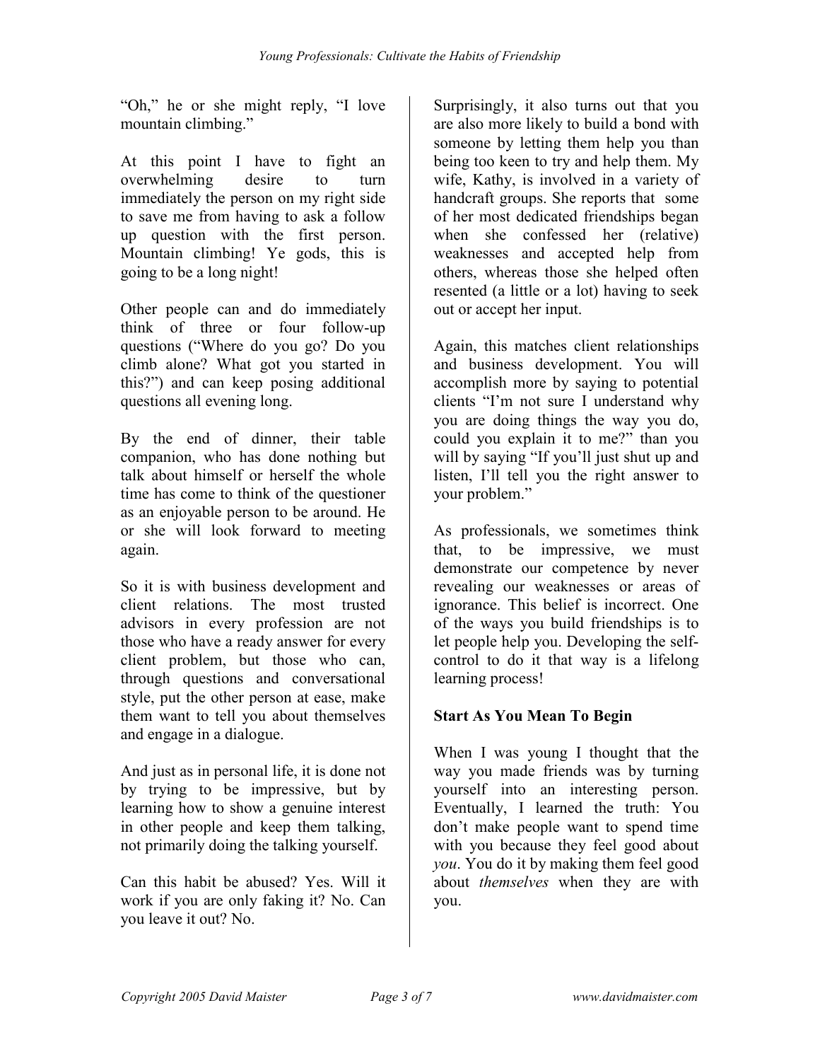"Oh," he or she might reply, "I love mountain climbing."

At this point I have to fight an overwhelming desire to turn immediately the person on my right side to save me from having to ask a follow up question with the first person. Mountain climbing! Ye gods, this is going to be a long night!

Other people can and do immediately think of three or four follow-up questions ("Where do you go? Do you climb alone? What got you started in this?") and can keep posing additional questions all evening long.

By the end of dinner, their table companion, who has done nothing but talk about himself or herself the whole time has come to think of the questioner as an enjoyable person to be around. He or she will look forward to meeting again.

So it is with business development and client relations. The most trusted advisors in every profession are not those who have a ready answer for every client problem, but those who can, through questions and conversational style, put the other person at ease, make them want to tell you about themselves and engage in a dialogue.

And just as in personal life, it is done not by trying to be impressive, but by learning how to show a genuine interest in other people and keep them talking, not primarily doing the talking yourself.

Can this habit be abused? Yes. Will it work if you are only faking it? No. Can you leave it out? No.

Surprisingly, it also turns out that you are also more likely to build a bond with someone by letting them help you than being too keen to try and help them. My wife, Kathy, is involved in a variety of handcraft groups. She reports that some of her most dedicated friendships began when she confessed her (relative) weaknesses and accepted help from others, whereas those she helped often resented (a little or a lot) having to seek out or accept her input.

Again, this matches client relationships and business development. You will accomplish more by saying to potential clients "I'm not sure I understand why you are doing things the way you do, could you explain it to me?" than you will by saying "If you'll just shut up and listen, I'll tell you the right answer to your problem."

As professionals, we sometimes think that, to be impressive, we must demonstrate our competence by never revealing our weaknesses or areas of ignorance. This belief is incorrect. One of the ways you build friendships is to let people help you. Developing the self-control to do it that way is a lifelong learning process!

**Start As You Mean To Begin**

When I was young I thought that the way you made friends was by turning yourself into an interesting person. Eventually, I learned the truth: You don't make people want to spend time with you because they feel good about *you*. You do it by making them feel good about *themselves* when they are with you.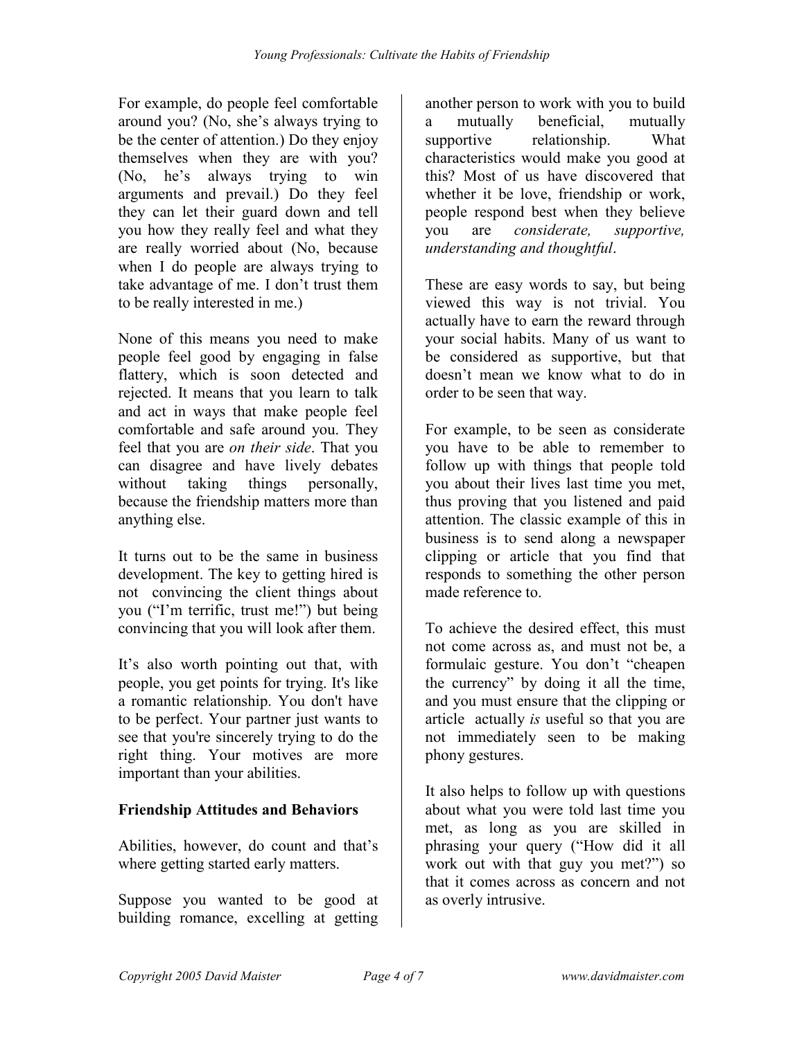For example, do people feel comfortable around you? (No, she's always trying to be the center of attention.) Do they enjoy themselves when they are with you? (No, he's always trying to win arguments and prevail.) Do they feel they can let their guard down and tell you how they really feel and what they are really worried about (No, because when I do people are always trying to take advantage of me. I don't trust them to be really interested in me.)

None of this means you need to make people feel good by engaging in false flattery, which is soon detected and rejected. It means that you learn to talk and act in ways that make people feel comfortable and safe around you. They feel that you are *on their side*. That you can disagree and have lively debates without taking things personally, because the friendship matters more than anything else.

It turns out to be the same in business development. The key to getting hired is not convincing the client things about you ("I'm terrific, trust me!") but being convincing that you will look after them.

It's also worth pointing out that, with people, you get points for trying. It's like a romantic relationship. You don't have to be perfect. Your partner just wants to see that you're sincerely trying to do the right thing. Your motives are more important than your abilities.

**Friendship Attitudes and Behaviors**

Abilities, however, do count and that's where getting started early matters.

Suppose you wanted to be good at building romance, excelling at getting another person to work with you to build a mutually beneficial, mutually supportive relationship. What characteristics would make you good at this? Most of us have discovered that whether it be love, friendship or work, people respond best when they believe you are *considerate, supportive, understanding and thoughtful*.

These are easy words to say, but being viewed this way is not trivial. You actually have to earn the reward through your social habits. Many of us want to be considered as supportive, but that doesn't mean we know what to do in order to be seen that way.

For example, to be seen as considerate you have to be able to remember to follow up with things that people told you about their lives last time you met, thus proving that you listened and paid attention. The classic example of this in business is to send along a newspaper clipping or article that you find that responds to something the other person made reference to.

To achieve the desired effect, this must not come across as, and must not be, a formulaic gesture. You don't "cheapen the currency" by doing it all the time, and you must ensure that the clipping or article actually *is* useful so that you are not immediately seen to be making phony gestures.

It also helps to follow up with questions about what you were told last time you met, as long as you are skilled in phrasing your query ("How did it all work out with that guy you met?") so that it comes across as concern and not as overly intrusive.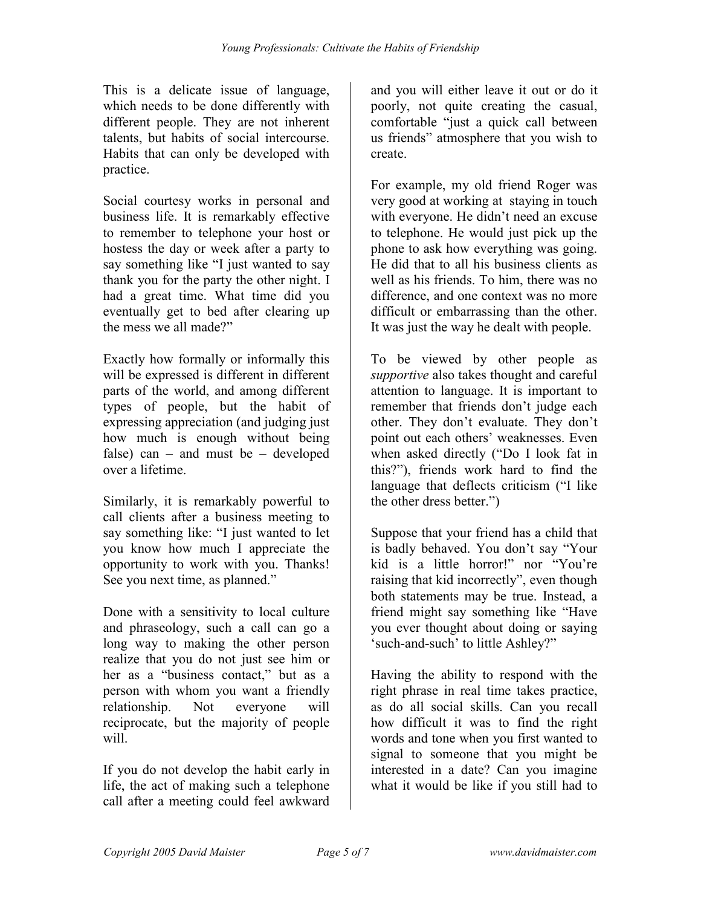This is a delicate issue of language, which needs to be done differently with different people. They are not inherent talents, but habits of social intercourse. Habits that can only be developed with practice.

Social courtesy works in personal and business life. It is remarkably effective to remember to telephone your host or hostess the day or week after a party to say something like "I just wanted to say thank you for the party the other night. I had a great time. What time did you eventually get to bed after clearing up the mess we all made?"

Exactly how formally or informally this will be expressed is different in different parts of the world, and among different types of people, but the habit of expressing appreciation (and judging just how much is enough without being false) can – and must be – developed over a lifetime.

Similarly, it is remarkably powerful to call clients after a business meeting to say something like: "I just wanted to let you know how much I appreciate the opportunity to work with you. Thanks! See you next time, as planned."

Done with a sensitivity to local culture and phraseology, such a call can go a long way to making the other person realize that you do not just see him or her as a "business contact," but as a person with whom you want a friendly relationship. Not everyone will reciprocate, but the majority of people will.

If you do not develop the habit early in life, the act of making such a telephone call after a meeting could feel awkward and you will either leave it out or do it poorly, not quite creating the casual, comfortable "just a quick call between us friends" atmosphere that you wish to create.

For example, my old friend Roger was very good at working at staying in touch with everyone. He didn't need an excuse to telephone. He would just pick up the phone to ask how everything was going. He did that to all his business clients as well as his friends. To him, there was no difference, and one context was no more difficult or embarrassing than the other. It was just the way he dealt with people.

To be viewed by other people as *supportive* also takes thought and careful attention to language. It is important to remember that friends don't judge each other. They don't evaluate. They don't point out each others' weaknesses. Even when asked directly ("Do I look fat in this?"), friends work hard to find the language that deflects criticism ("I like the other dress better.")

Suppose that your friend has a child that is badly behaved. You don't say "Your kid is a little horror!" nor "You're raising that kid incorrectly", even though both statements may be true. Instead, a friend might say something like "Have you ever thought about doing or saying 'such-and-such' to little Ashley?"

Having the ability to respond with the right phrase in real time takes practice, as do all social skills. Can you recall how difficult it was to find the right words and tone when you first wanted to signal to someone that you might be interested in a date? Can you imagine what it would be like if you still had to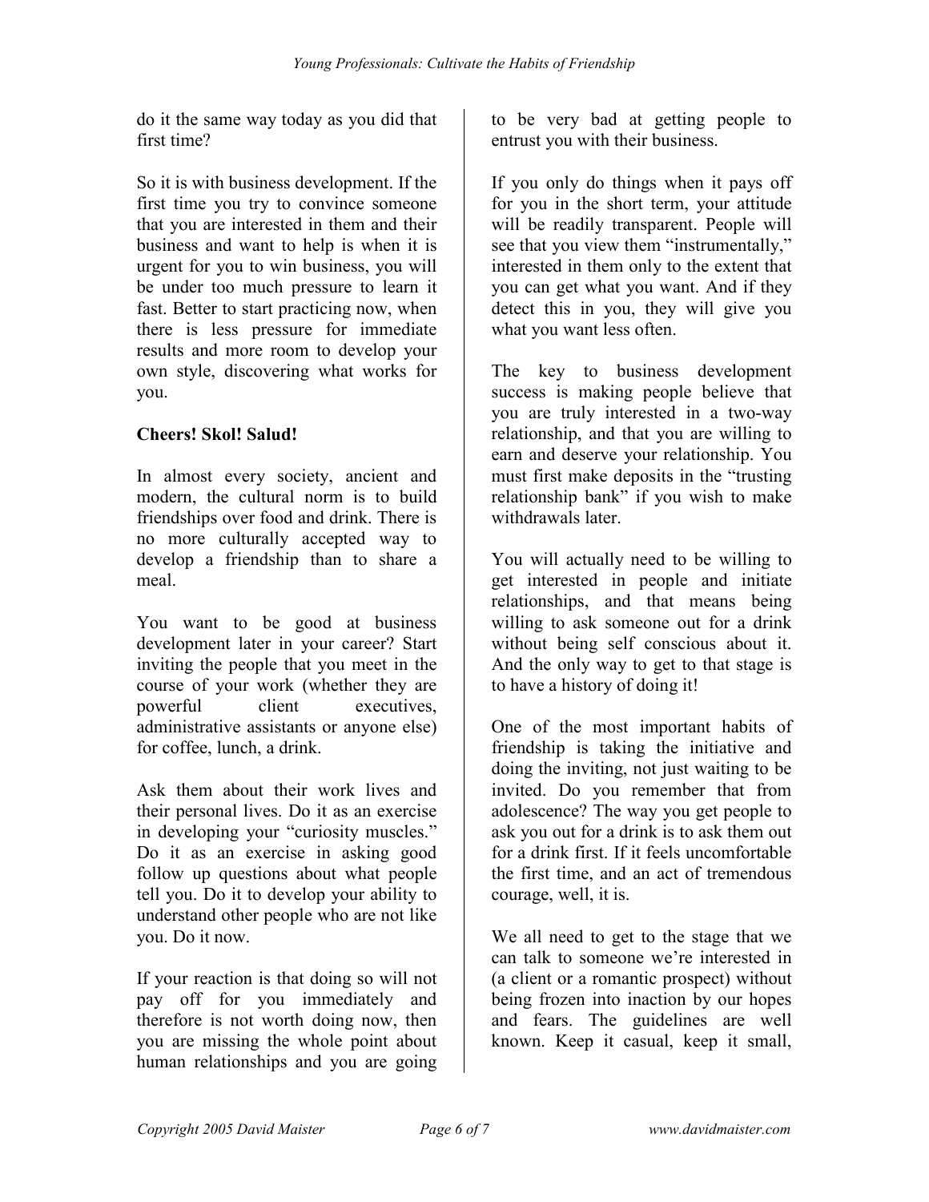do it the same way today as you did that first time?

So it is with business development. If the first time you try to convince someone that you are interested in them and their business and want to help is when it is urgent for you to win business, you will be under too much pressure to learn it fast. Better to start practicing now, when there is less pressure for immediate results and more room to develop your own style, discovering what works for you.

**Cheers! Skol! Salud!**

In almost every society, ancient and modern, the cultural norm is to build friendships over food and drink. There is no more culturally accepted way to develop a friendship than to share a meal.

You want to be good at business development later in your career? Start inviting the people that you meet in the course of your work (whether they are powerful client executives, administrative assistants or anyone else) for coffee, lunch, a drink.

Ask them about their work lives and their personal lives. Do it as an exercise in developing your "curiosity muscles." Do it as an exercise in asking good follow up questions about what people tell you. Do it to develop your ability to understand other people who are not like you. Do it now.

If your reaction is that doing so will not pay off for you immediately and therefore is not worth doing now, then you are missing the whole point about human relationships and you are going to be very bad at getting people to entrust you with their business.

If you only do things when it pays off for you in the short term, your attitude will be readily transparent. People will see that you view them "instrumentally," interested in them only to the extent that you can get what you want. And if they detect this in you, they will give you what you want less often.

The key to business development success is making people believe that you are truly interested in a two-way relationship, and that you are willing to earn and deserve your relationship. You must first make deposits in the "trusting relationship bank" if you wish to make withdrawals later.

You will actually need to be willing to get interested in people and initiate relationships, and that means being willing to ask someone out for a drink without being self conscious about it. And the only way to get to that stage is to have a history of doing it!

One of the most important habits of friendship is taking the initiative and doing the inviting, not just waiting to be invited. Do you remember that from adolescence? The way you get people to ask you out for a drink is to ask them out for a drink first. If it feels uncomfortable the first time, and an act of tremendous courage, well, it is.

We all need to get to the stage that we can talk to someone we're interested in (a client or a romantic prospect) without being frozen into inaction by our hopes and fears. The guidelines are well known. Keep it casual, keep it small,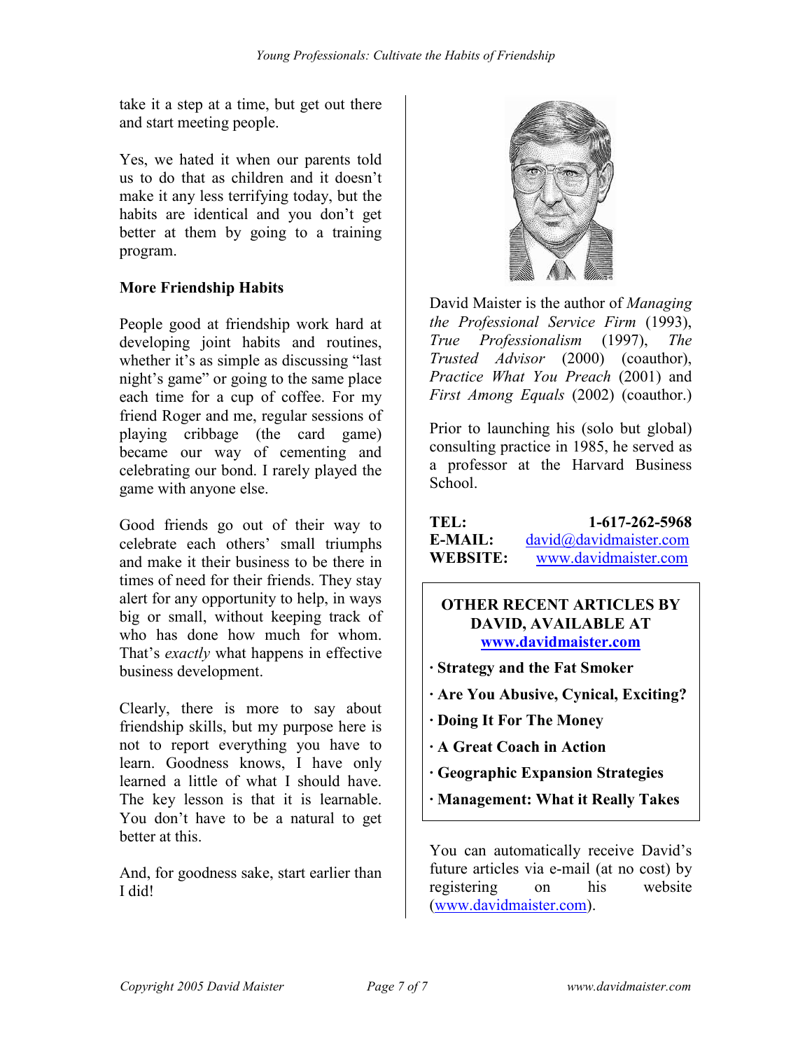take it a step at a time, but get out there and start meeting people.

Yes, we hated it when our parents told us to do that as children and it doesn't make it any less terrifying today, but the habits are identical and you don't get better at them by going to a training program.

**More Friendship Habits**

People good at friendship work hard at developing joint habits and routines, whether it's as simple as discussing "last night's game" or going to the same place each time for a cup of coffee. For my friend Roger and me, regular sessions of playing cribbage (the card game) became our way of cementing and celebrating our bond. I rarely played the game with anyone else.

Good friends go out of their way to celebrate each others' small triumphs and make it their business to be there in times of need for their friends. They stay alert for any opportunity to help, in ways big or small, without keeping track of who has done how much for whom. That's *exactly* what happens in effective business development.

Clearly, there is more to say about friendship skills, but my purpose here is not to report everything you have to learn. Goodness knows, I have only learned a little of what I should have. The key lesson is that it is learnable. You don't have to be a natural to get better at this.

And, for goodness sake, start earlier than I did!

David Maister is the author of *Managing the Professional Service Firm* (1993), *True Professionalism* (1997), *The Trusted Advisor* (2000) (coauthor), *Practice What You Preach* (2001) and *First Among Equals* (2002) (coauthor.)

Prior to launching his (solo but global) consulting practice in 1985, he served as a professor at the Harvard Business School.

**TEL:** **1-617-262-5968**
**E-MAIL:** david@davidmaister.com
**WEBSITE:** www.davidmaister.com

**OTHER RECENT ARTICLES BY DAVID, AVAILABLE AT www.davidmaister.com**

- **Strategy and the Fat Smoker**
- **Are You Abusive, Cynical, Exciting?**
- **Doing It For The Money**
- **A Great Coach in Action**
- **Geographic Expansion Strategies**
- **Management: What it Really Takes**

You can automatically receive David's future articles via e-mail (at no cost) by registering on his website (www.davidmaister.com).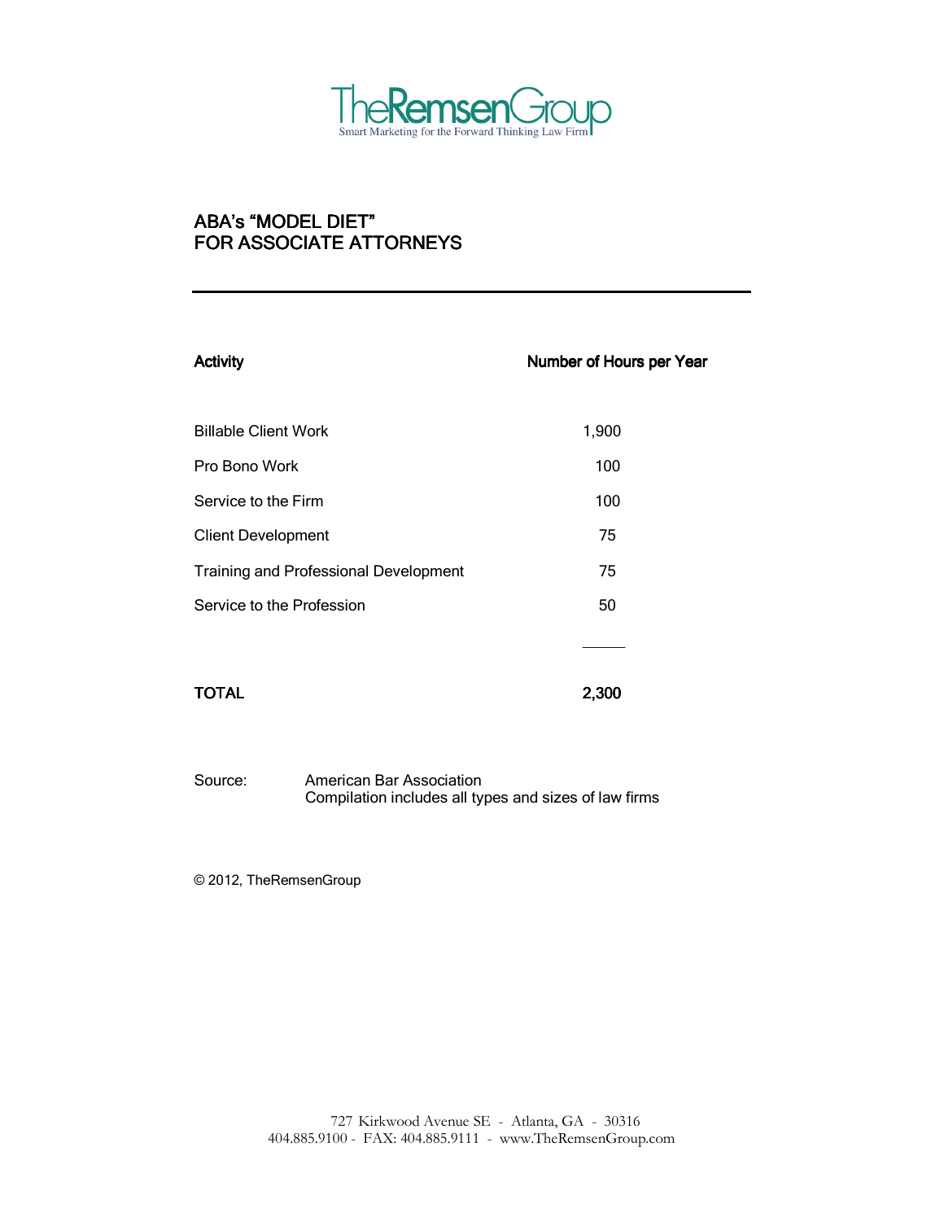TheRemsenGroup

Smart Marketing for the Forward Thinking Law Firm

# ABA's "MODEL DIET" FOR ASSOCIATE ATTORNEYS

| Activity | Number of Hours per Year |
| --- | --- |
| Billable Client Work | 1,900 |
| Pro Bono Work | 100 |
| Service to the Firm | 100 |
| Client Development | 75 |
| Training and Professional Development | 75 |
| Service to the Profession | 50 |
| **TOTAL** | **2,300** |

Source: American Bar Association
Compilation includes all types and sizes of law firms

© 2012, TheRemsenGroup

727 Kirkwood Avenue SE - Atlanta, GA - 30316
404.885.9100 - FAX: 404.885.9111 - www.TheRemsenGroup.com